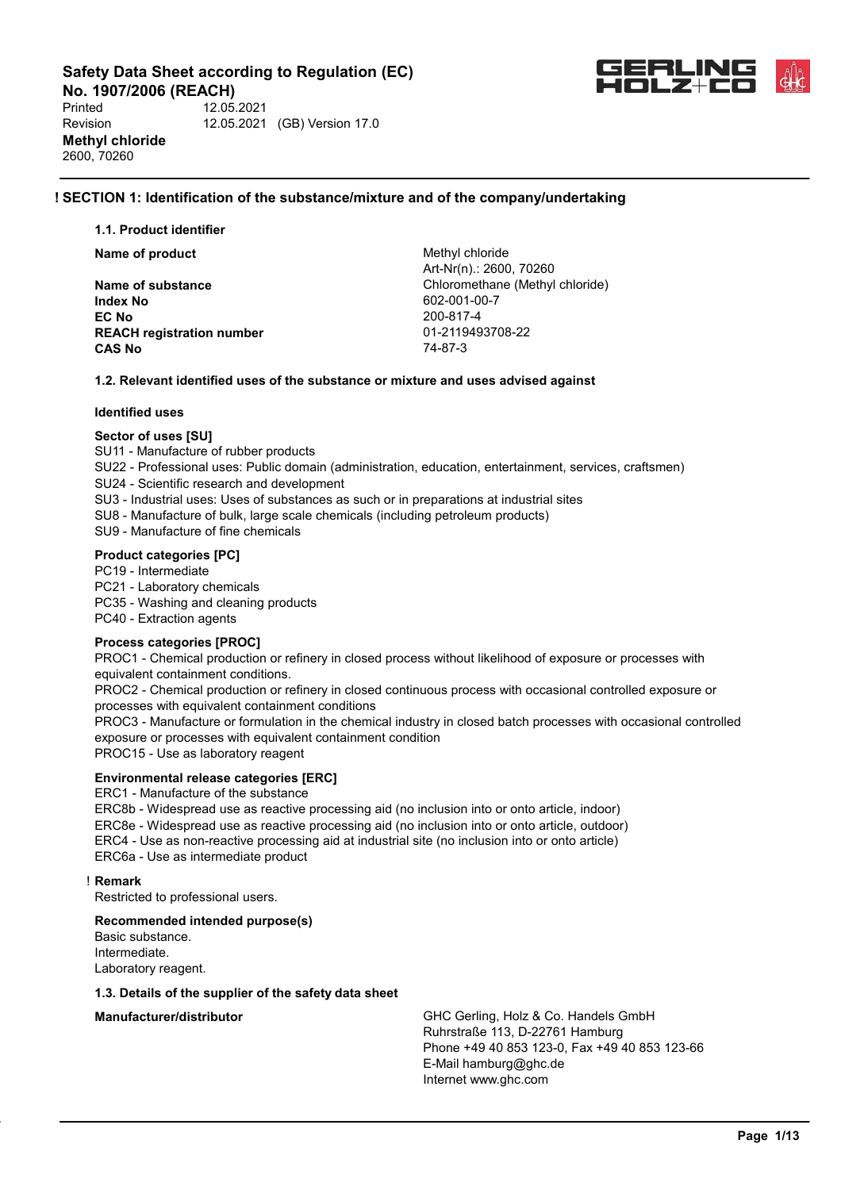# Safety Data Sheet according to Regulation (EC) No. 1907/2006 (REACH)

Printed 12.05.2021
Revision 12.05.2021 (GB) Version 17.0

**Methyl chloride**
2600, 70260

## ! SECTION 1: Identification of the substance/mixture and of the company/undertaking

### 1.1. Product identifier

| | |
|---|---|
| **Name of product** | Methyl chloride<br>Art-Nr(n).: 2600, 70260 |
| **Name of substance** | Chloromethane (Methyl chloride) |
| **Index No** | 602-001-00-7 |
| **EC No** | 200-817-4 |
| **REACH registration number** | 01-2119493708-22 |
| **CAS No** | 74-87-3 |

### 1.2. Relevant identified uses of the substance or mixture and uses advised against

**Identified uses**

**Sector of uses [SU]**
SU11 - Manufacture of rubber products
SU22 - Professional uses: Public domain (administration, education, entertainment, services, craftsmen)
SU24 - Scientific research and development
SU3 - Industrial uses: Uses of substances as such or in preparations at industrial sites
SU8 - Manufacture of bulk, large scale chemicals (including petroleum products)
SU9 - Manufacture of fine chemicals

**Product categories [PC]**
PC19 - Intermediate
PC21 - Laboratory chemicals
PC35 - Washing and cleaning products
PC40 - Extraction agents

**Process categories [PROC]**
PROC1 - Chemical production or refinery in closed process without likelihood of exposure or processes with equivalent containment conditions.
PROC2 - Chemical production or refinery in closed continuous process with occasional controlled exposure or processes with equivalent containment conditions
PROC3 - Manufacture or formulation in the chemical industry in closed batch processes with occasional controlled exposure or processes with equivalent containment condition
PROC15 - Use as laboratory reagent

**Environmental release categories [ERC]**
ERC1 - Manufacture of the substance
ERC8b - Widespread use as reactive processing aid (no inclusion into or onto article, indoor)
ERC8e - Widespread use as reactive processing aid (no inclusion into or onto article, outdoor)
ERC4 - Use as non-reactive processing aid at industrial site (no inclusion into or onto article)
ERC6a - Use as intermediate product

! **Remark**
Restricted to professional users.

**Recommended intended purpose(s)**
Basic substance.
Intermediate.
Laboratory reagent.

### 1.3. Details of the supplier of the safety data sheet

**Manufacturer/distributor**
GHC Gerling, Holz & Co. Handels GmbH
Ruhrstraße 113, D-22761 Hamburg
Phone +49 40 853 123-0, Fax +49 40 853 123-66
E-Mail hamburg@ghc.de
Internet www.ghc.com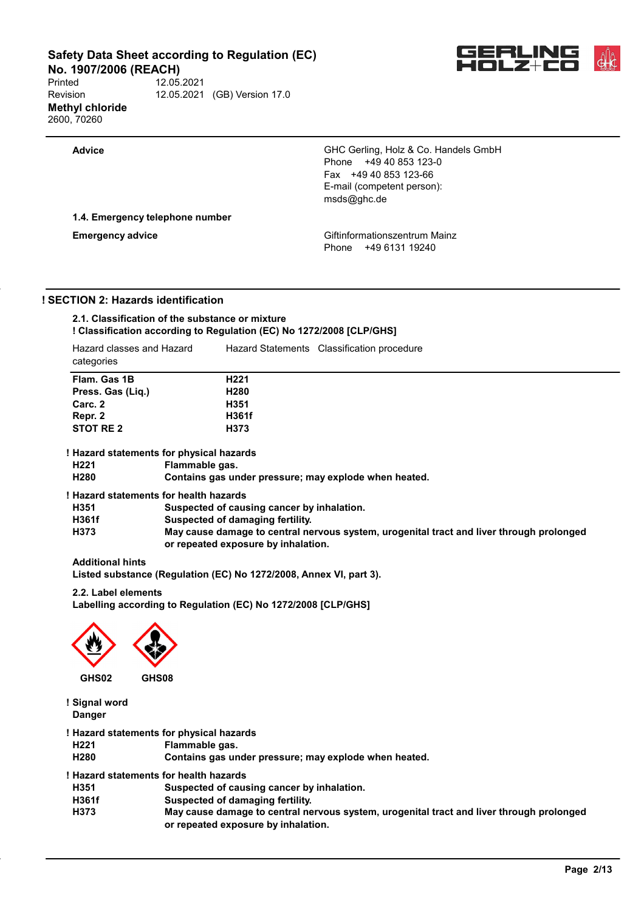| Advice | GHC Gerling, Holz & Co. Handels GmbH<br>Phone +49 40 853 123-0<br>Fax +49 40 853 123-66<br>E-mail (competent person):<br>msds@ghc.de |
|---|---|

**1.4. Emergency telephone number**

| Emergency advice | Giftinformationszentrum Mainz<br>Phone +49 6131 19240 |
|---|---|

## ! SECTION 2: Hazards identification

**2.1. Classification of the substance or mixture**
**! Classification according to Regulation (EC) No 1272/2008 [CLP/GHS]**

| Hazard classes and Hazard categories | Hazard Statements | Classification procedure |
|---|---|---|
| **Flam. Gas 1B** | **H221** | |
| **Press. Gas (Liq.)** | **H280** | |
| **Carc. 2** | **H351** | |
| **Repr. 2** | **H361f** | |
| **STOT RE 2** | **H373** | |

**! Hazard statements for physical hazards**

| | |
|---|---|
| **H221** | **Flammable gas.** |
| **H280** | **Contains gas under pressure; may explode when heated.** |

**! Hazard statements for health hazards**

| | |
|---|---|
| **H351** | **Suspected of causing cancer by inhalation.** |
| **H361f** | **Suspected of damaging fertility.** |
| **H373** | **May cause damage to central nervous system, urogenital tract and liver through prolonged or repeated exposure by inhalation.** |

**Additional hints**
**Listed substance (Regulation (EC) No 1272/2008, Annex VI, part 3).**

**2.2. Label elements**
**Labelling according to Regulation (EC) No 1272/2008 [CLP/GHS]**

**GHS02** **GHS08**

**! Signal word**
**Danger**

**! Hazard statements for physical hazards**

| | |
|---|---|
| **H221** | **Flammable gas.** |
| **H280** | **Contains gas under pressure; may explode when heated.** |

**! Hazard statements for health hazards**

| | |
|---|---|
| **H351** | **Suspected of causing cancer by inhalation.** |
| **H361f** | **Suspected of damaging fertility.** |
| **H373** | **May cause damage to central nervous system, urogenital tract and liver through prolonged or repeated exposure by inhalation.** |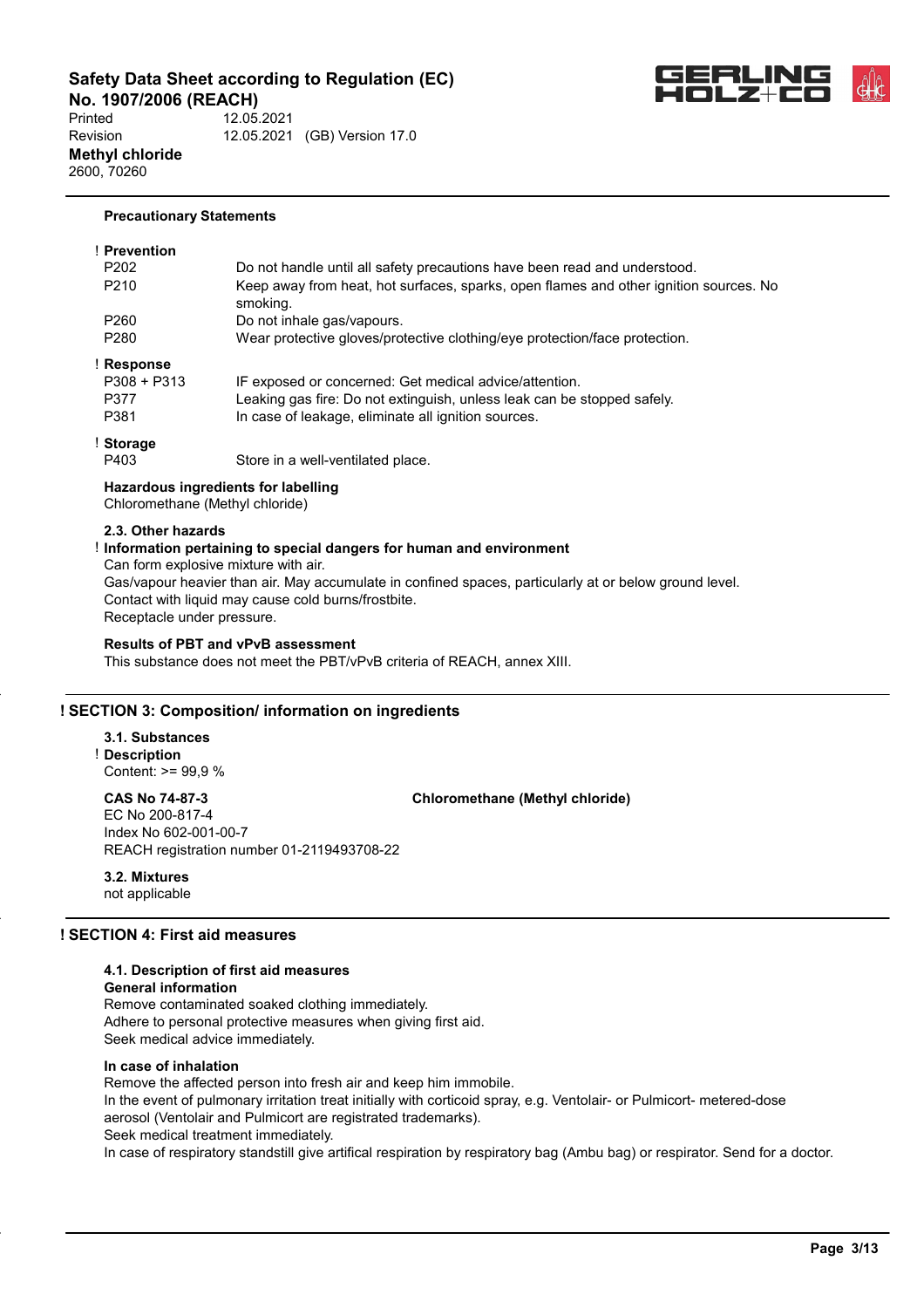#### Precautionary Statements

**! Prevention**

| | |
|---|---|
| P202 | Do not handle until all safety precautions have been read and understood. |
| P210 | Keep away from heat, hot surfaces, sparks, open flames and other ignition sources. No smoking. |
| P260 | Do not inhale gas/vapours. |
| P280 | Wear protective gloves/protective clothing/eye protection/face protection. |

**! Response**

| | |
|---|---|
| P308 + P313 | IF exposed or concerned: Get medical advice/attention. |
| P377 | Leaking gas fire: Do not extinguish, unless leak can be stopped safely. |
| P381 | In case of leakage, eliminate all ignition sources. |

**! Storage**

| | |
|---|---|
| P403 | Store in a well-ventilated place. |

**Hazardous ingredients for labelling**
Chloromethane (Methyl chloride)

### 2.3. Other hazards

**! Information pertaining to special dangers for human and environment**
Can form explosive mixture with air.
Gas/vapour heavier than air. May accumulate in confined spaces, particularly at or below ground level.
Contact with liquid may cause cold burns/frostbite.
Receptacle under pressure.

**Results of PBT and vPvB assessment**
This substance does not meet the PBT/vPvB criteria of REACH, annex XIII.

## ! SECTION 3: Composition/ information on ingredients

### 3.1. Substances

**! Description**
Content: >= 99,9 %

| | |
|---|---|
| **CAS No 74-87-3** | **Chloromethane (Methyl chloride)** |
| EC No 200-817-4 | |
| Index No 602-001-00-7 | |
| REACH registration number 01-2119493708-22 | |

### 3.2. Mixtures
not applicable

## ! SECTION 4: First aid measures

### 4.1. Description of first aid measures

**General information**
Remove contaminated soaked clothing immediately.
Adhere to personal protective measures when giving first aid.
Seek medical advice immediately.

**In case of inhalation**
Remove the affected person into fresh air and keep him immobile.
In the event of pulmonary irritation treat initially with corticoid spray, e.g. Ventolair- or Pulmicort- metered-dose aerosol (Ventolair and Pulmicort are registrated trademarks).
Seek medical treatment immediately.
In case of respiratory standstill give artifical respiration by respiratory bag (Ambu bag) or respirator. Send for a doctor.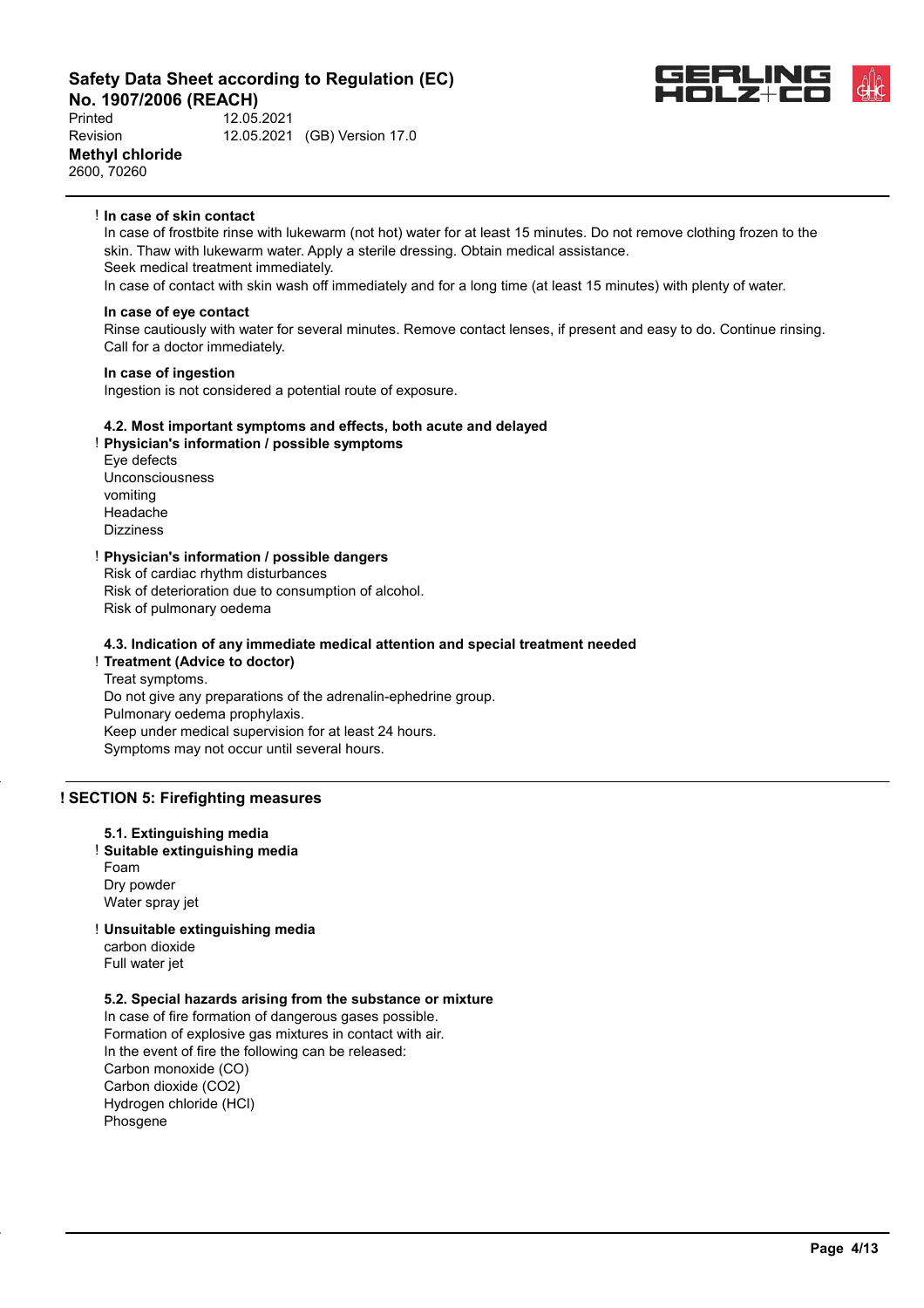! **In case of skin contact**

In case of frostbite rinse with lukewarm (not hot) water for at least 15 minutes. Do not remove clothing frozen to the skin. Thaw with lukewarm water. Apply a sterile dressing. Obtain medical assistance.
Seek medical treatment immediately.
In case of contact with skin wash off immediately and for a long time (at least 15 minutes) with plenty of water.

**In case of eye contact**

Rinse cautiously with water for several minutes. Remove contact lenses, if present and easy to do. Continue rinsing.
Call for a doctor immediately.

**In case of ingestion**

Ingestion is not considered a potential route of exposure.

### 4.2. Most important symptoms and effects, both acute and delayed

! **Physician's information / possible symptoms**

Eye defects
Unconsciousness
vomiting
Headache
Dizziness

! **Physician's information / possible dangers**

Risk of cardiac rhythm disturbances
Risk of deterioration due to consumption of alcohol.
Risk of pulmonary oedema

### 4.3. Indication of any immediate medical attention and special treatment needed

! **Treatment (Advice to doctor)**

Treat symptoms.
Do not give any preparations of the adrenalin-ephedrine group.
Pulmonary oedema prophylaxis.
Keep under medical supervision for at least 24 hours.
Symptoms may not occur until several hours.

## ! SECTION 5: Firefighting measures

### 5.1. Extinguishing media

! **Suitable extinguishing media**

Foam
Dry powder
Water spray jet

! **Unsuitable extinguishing media**

carbon dioxide
Full water jet

### 5.2. Special hazards arising from the substance or mixture

In case of fire formation of dangerous gases possible.
Formation of explosive gas mixtures in contact with air.
In the event of fire the following can be released:
Carbon monoxide (CO)
Carbon dioxide ($CO_2$)
Hydrogen chloride (HCl)
Phosgene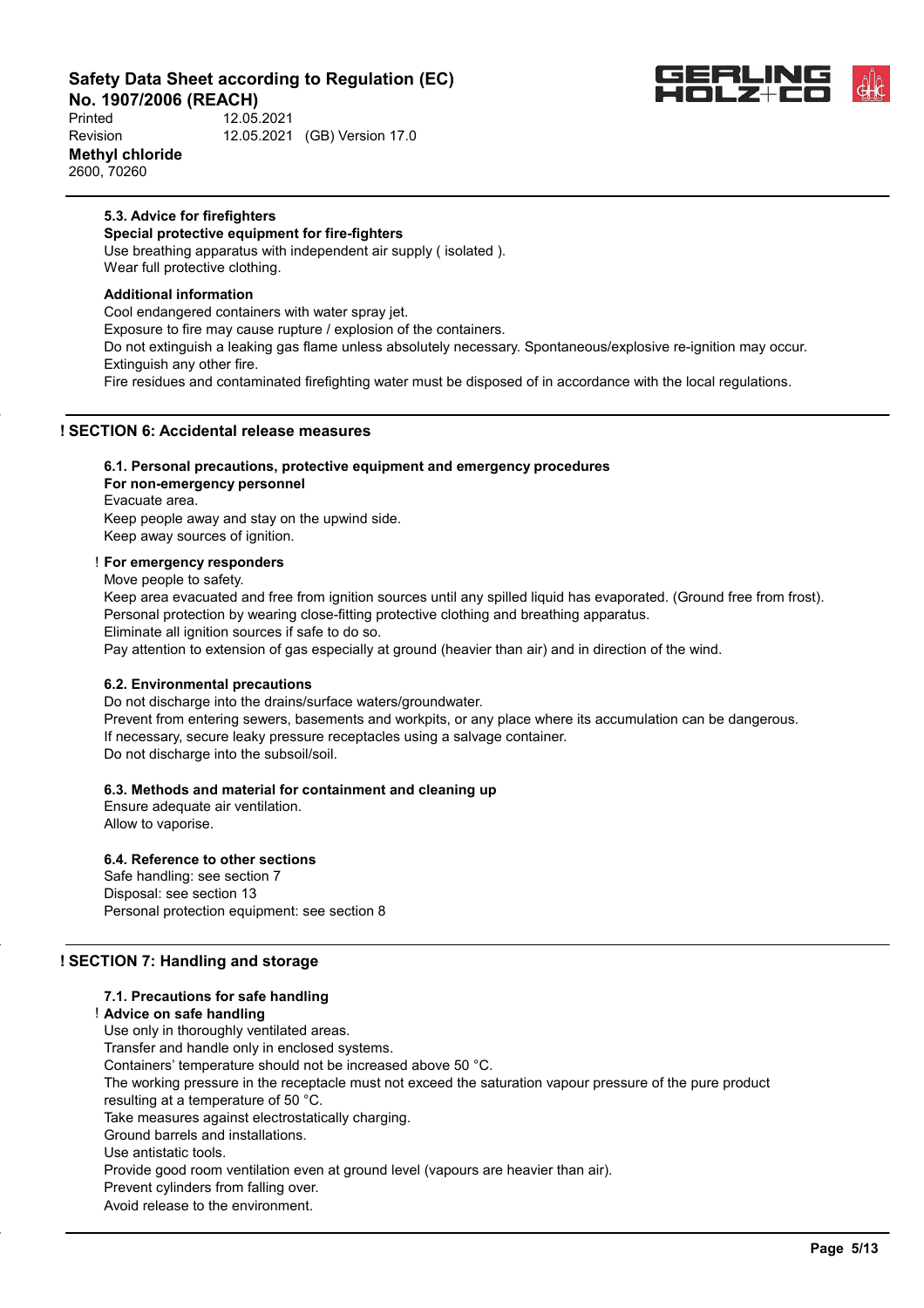#### 5.3. Advice for firefighters

**Special protective equipment for fire-fighters**

Use breathing apparatus with independent air supply ( isolated ).
Wear full protective clothing.

**Additional information**

Cool endangered containers with water spray jet.
Exposure to fire may cause rupture / explosion of the containers.
Do not extinguish a leaking gas flame unless absolutely necessary. Spontaneous/explosive re-ignition may occur. Extinguish any other fire.
Fire residues and contaminated firefighting water must be disposed of in accordance with the local regulations.

## ! SECTION 6: Accidental release measures

#### 6.1. Personal precautions, protective equipment and emergency procedures

**For non-emergency personnel**

Evacuate area.
Keep people away and stay on the upwind side.
Keep away sources of ignition.

! **For emergency responders**

Move people to safety.
Keep area evacuated and free from ignition sources until any spilled liquid has evaporated. (Ground free from frost).
Personal protection by wearing close-fitting protective clothing and breathing apparatus.
Eliminate all ignition sources if safe to do so.
Pay attention to extension of gas especially at ground (heavier than air) and in direction of the wind.

#### 6.2. Environmental precautions

Do not discharge into the drains/surface waters/groundwater.
Prevent from entering sewers, basements and workpits, or any place where its accumulation can be dangerous.
If necessary, secure leaky pressure receptacles using a salvage container.
Do not discharge into the subsoil/soil.

#### 6.3. Methods and material for containment and cleaning up

Ensure adequate air ventilation.
Allow to vaporise.

#### 6.4. Reference to other sections

Safe handling: see section 7
Disposal: see section 13
Personal protection equipment: see section 8

## ! SECTION 7: Handling and storage

#### 7.1. Precautions for safe handling

! **Advice on safe handling**

Use only in thoroughly ventilated areas.
Transfer and handle only in enclosed systems.
Containers' temperature should not be increased above 50 °C.
The working pressure in the receptacle must not exceed the saturation vapour pressure of the pure product resulting at a temperature of 50 °C.
Take measures against electrostatically charging.
Ground barrels and installations.
Use antistatic tools.
Provide good room ventilation even at ground level (vapours are heavier than air).
Prevent cylinders from falling over.
Avoid release to the environment.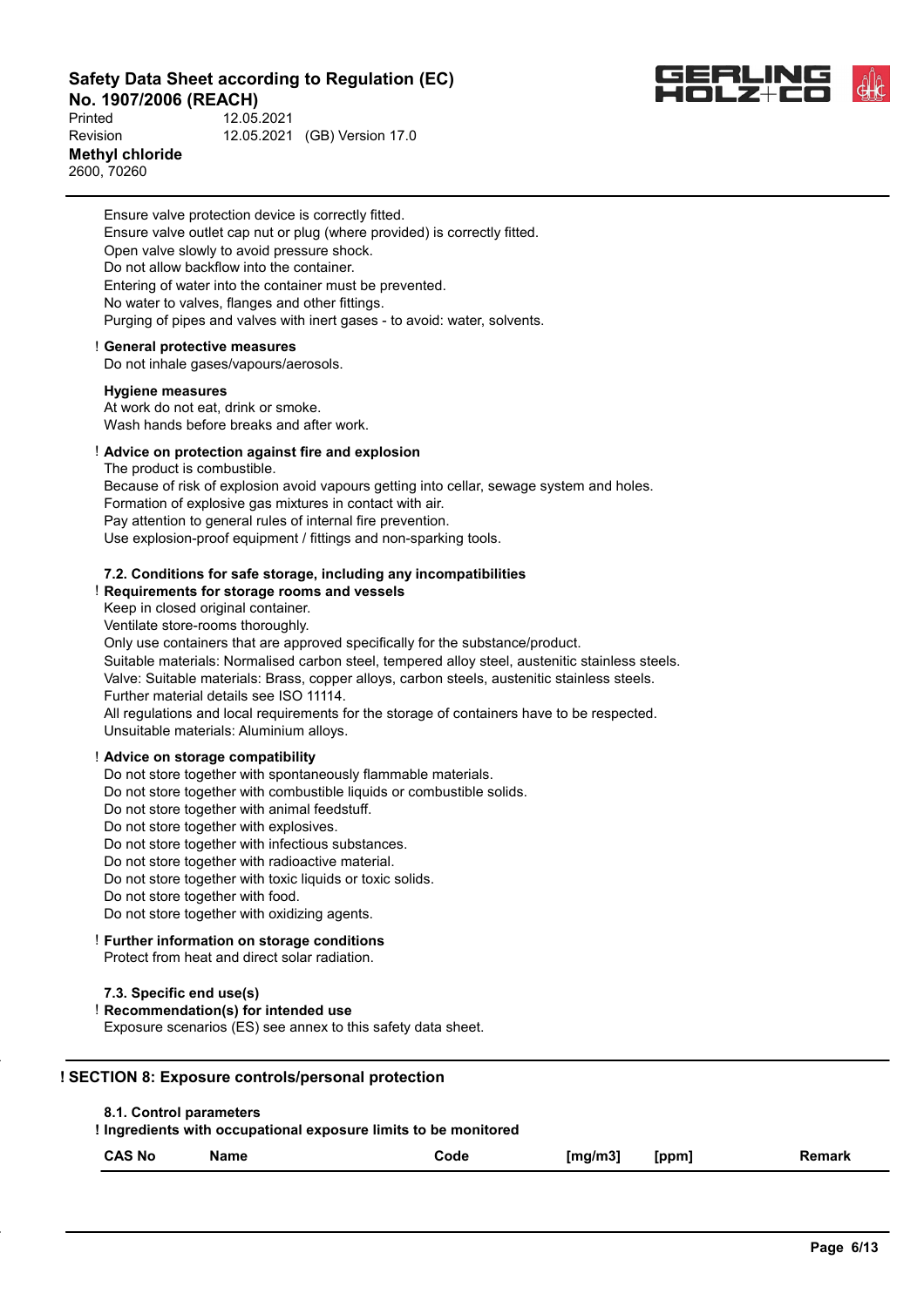Ensure valve protection device is correctly fitted.
Ensure valve outlet cap nut or plug (where provided) is correctly fitted.
Open valve slowly to avoid pressure shock.
Do not allow backflow into the container.
Entering of water into the container must be prevented.
No water to valves, flanges and other fittings.
Purging of pipes and valves with inert gases - to avoid: water, solvents.

! **General protective measures**
Do not inhale gases/vapours/aerosols.

**Hygiene measures**
At work do not eat, drink or smoke.
Wash hands before breaks and after work.

! **Advice on protection against fire and explosion**
The product is combustible.
Because of risk of explosion avoid vapours getting into cellar, sewage system and holes.
Formation of explosive gas mixtures in contact with air.
Pay attention to general rules of internal fire prevention.
Use explosion-proof equipment / fittings and non-sparking tools.

### 7.2. Conditions for safe storage, including any incompatibilities

! **Requirements for storage rooms and vessels**
Keep in closed original container.
Ventilate store-rooms thoroughly.
Only use containers that are approved specifically for the substance/product.
Suitable materials: Normalised carbon steel, tempered alloy steel, austenitic stainless steels.
Valve: Suitable materials: Brass, copper alloys, carbon steels, austenitic stainless steels.
Further material details see ISO 11114.
All regulations and local requirements for the storage of containers have to be respected.
Unsuitable materials: Aluminium alloys.

! **Advice on storage compatibility**
Do not store together with spontaneously flammable materials.
Do not store together with combustible liquids or combustible solids.
Do not store together with animal feedstuff.
Do not store together with explosives.
Do not store together with infectious substances.
Do not store together with radioactive material.
Do not store together with toxic liquids or toxic solids.
Do not store together with food.
Do not store together with oxidizing agents.

! **Further information on storage conditions**
Protect from heat and direct solar radiation.

### 7.3. Specific end use(s)

! **Recommendation(s) for intended use**
Exposure scenarios (ES) see annex to this safety data sheet.

## ! SECTION 8: Exposure controls/personal protection

### 8.1. Control parameters

! **Ingredients with occupational exposure limits to be monitored**

| CAS No | Name | Code | [mg/m3] | [ppm] | Remark |
|---|---|---|---|---|---|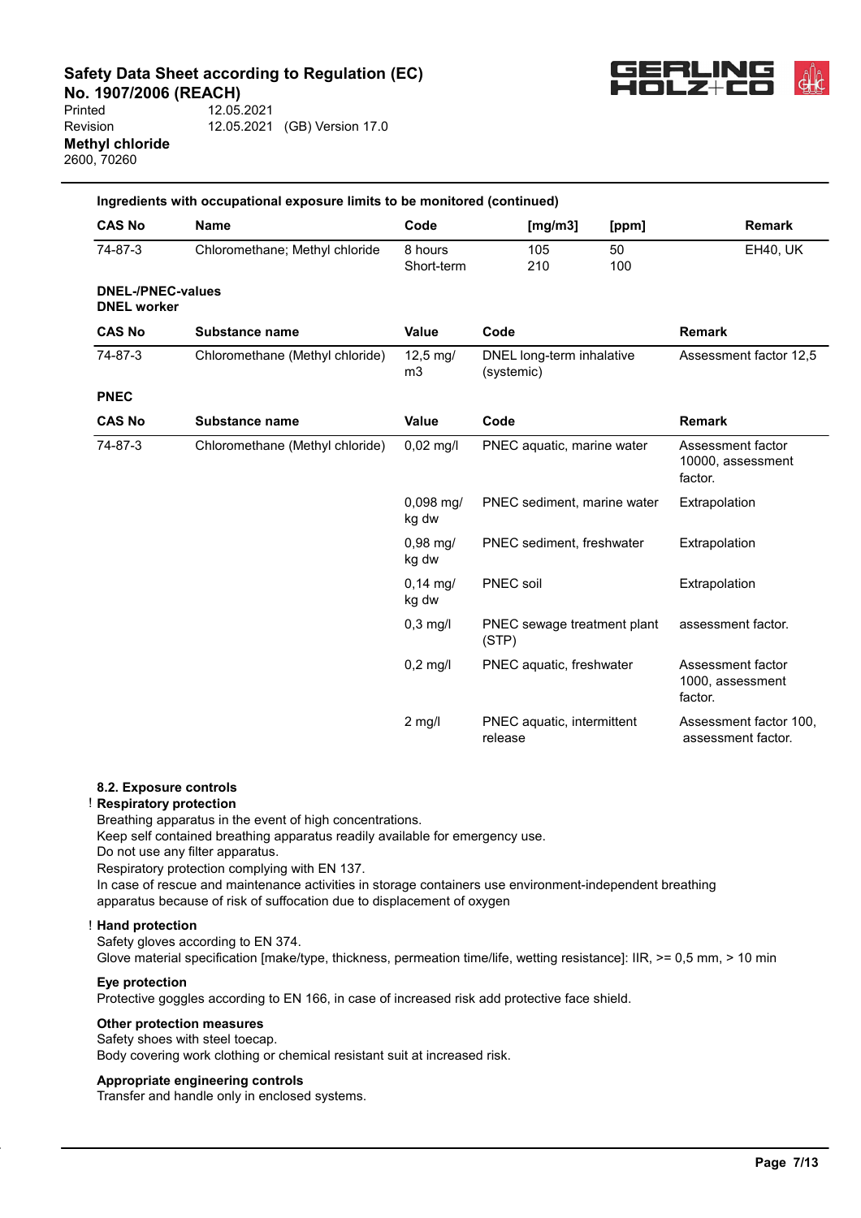**Ingredients with occupational exposure limits to be monitored (continued)**

| CAS No | Name | Code | [mg/m3] | [ppm] | Remark |
|---|---|---|---|---|---|
| 74-87-3 | Chloromethane; Methyl chloride | 8 hours<br>Short-term | 105<br>210 | 50<br>100 | EH40, UK |

**DNEL-/PNEC-values**

**DNEL worker**

| CAS No | Substance name | Value | Code | Remark |
|---|---|---|---|---|
| 74-87-3 | Chloromethane (Methyl chloride) | 12,5 mg/m3 | DNEL long-term inhalative (systemic) | Assessment factor 12,5 |

**PNEC**

| CAS No | Substance name | Value | Code | Remark |
|---|---|---|---|---|
| 74-87-3 | Chloromethane (Methyl chloride) | 0,02 mg/l | PNEC aquatic, marine water | Assessment factor 10000, assessment factor. |
| | | 0,098 mg/kg dw | PNEC sediment, marine water | Extrapolation |
| | | 0,98 mg/kg dw | PNEC sediment, freshwater | Extrapolation |
| | | 0,14 mg/kg dw | PNEC soil | Extrapolation |
| | | 0,3 mg/l | PNEC sewage treatment plant (STP) | assessment factor. |
| | | 0,2 mg/l | PNEC aquatic, freshwater | Assessment factor 1000, assessment factor. |
| | | 2 mg/l | PNEC aquatic, intermittent release | Assessment factor 100, assessment factor. |

**8.2. Exposure controls**

! **Respiratory protection**

Breathing apparatus in the event of high concentrations.
Keep self contained breathing apparatus readily available for emergency use.
Do not use any filter apparatus.
Respiratory protection complying with EN 137.
In case of rescue and maintenance activities in storage containers use environment-independent breathing apparatus because of risk of suffocation due to displacement of oxygen

! **Hand protection**

Safety gloves according to EN 374.
Glove material specification [make/type, thickness, permeation time/life, wetting resistance]: IIR, >= 0,5 mm, > 10 min

**Eye protection**

Protective goggles according to EN 166, in case of increased risk add protective face shield.

**Other protection measures**

Safety shoes with steel toecap.
Body covering work clothing or chemical resistant suit at increased risk.

**Appropriate engineering controls**

Transfer and handle only in enclosed systems.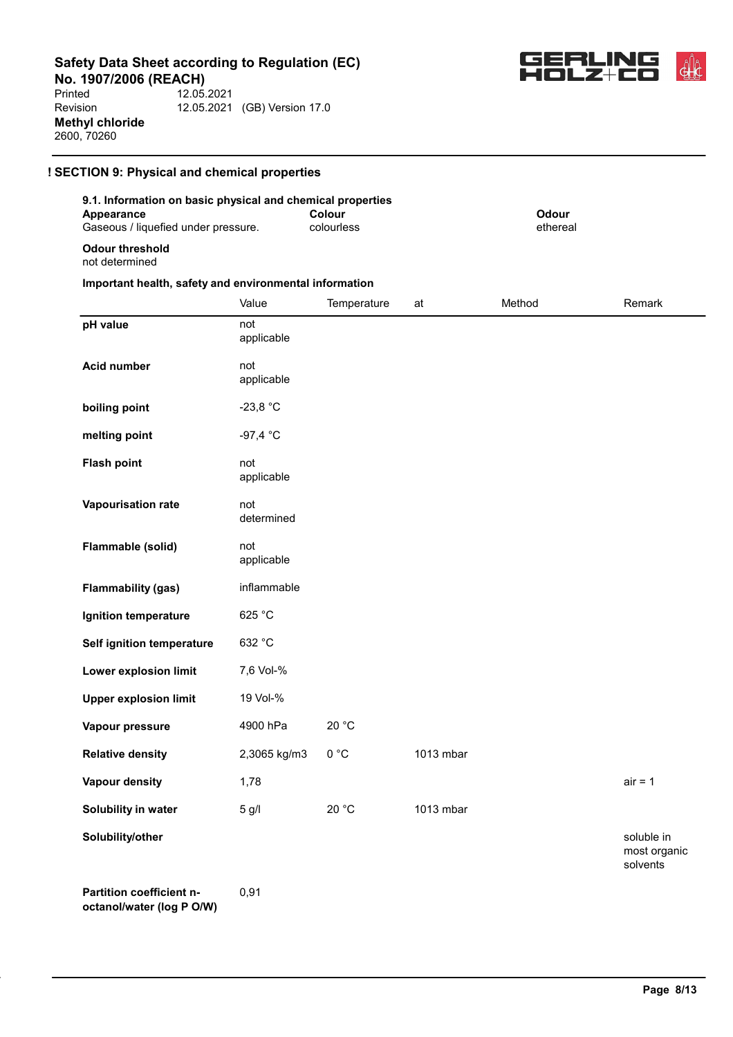Safety Data Sheet according to Regulation (EC) No. 1907/2006 (REACH)

Printed 12.05.2021
Revision 12.05.2021 (GB) Version 17.0

**Methyl chloride**
2600, 70260

## ! SECTION 9: Physical and chemical properties

### 9.1. Information on basic physical and chemical properties

| **Appearance** | **Colour** | **Odour** |
|---|---|---|
| Gaseous / liquefied under pressure. | colourless | ethereal |

**Odour threshold**
not determined

**Important health, safety and environmental information**

| | Value | Temperature | at | Method | Remark |
|---|---|---|---|---|---|
| **pH value** | not applicable | | | | |
| **Acid number** | not applicable | | | | |
| **boiling point** | -23,8 °C | | | | |
| **melting point** | -97,4 °C | | | | |
| **Flash point** | not applicable | | | | |
| **Vapourisation rate** | not determined | | | | |
| **Flammable (solid)** | not applicable | | | | |
| **Flammability (gas)** | inflammable | | | | |
| **Ignition temperature** | 625 °C | | | | |
| **Self ignition temperature** | 632 °C | | | | |
| **Lower explosion limit** | 7,6 Vol-% | | | | |
| **Upper explosion limit** | 19 Vol-% | | | | |
| **Vapour pressure** | 4900 hPa | 20 °C | | | |
| **Relative density** | 2,3065 kg/m3 | 0 °C | 1013 mbar | | |
| **Vapour density** | 1,78 | | | | air = 1 |
| **Solubility in water** | 5 g/l | 20 °C | 1013 mbar | | |
| **Solubility/other** | | | | | soluble in most organic solvents |
| **Partition coefficient n-octanol/water (log P O/W)** | 0,91 | | | | |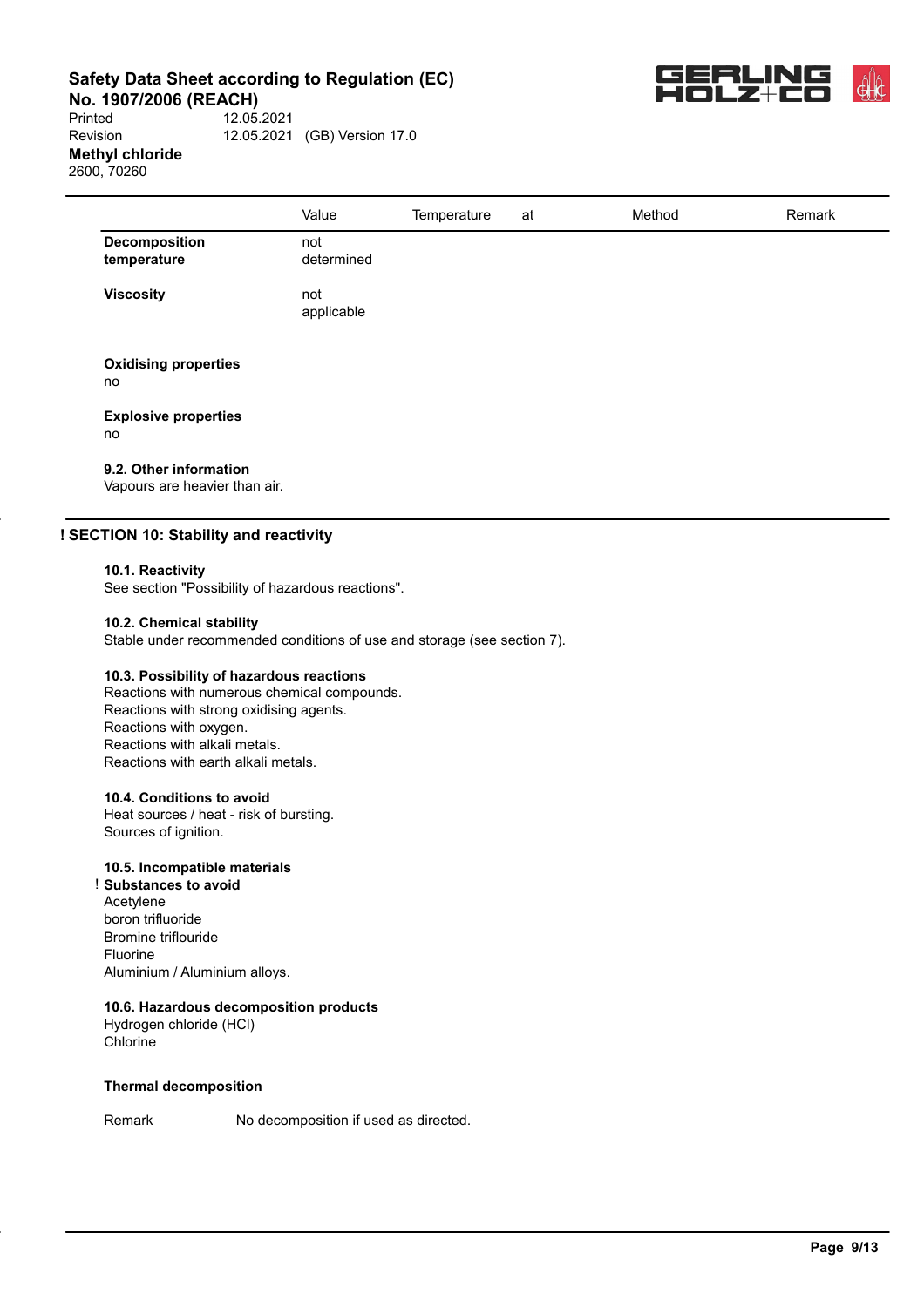| | Value | Temperature | at | Method | Remark |
|---|---|---|---|---|---|
| **Decomposition temperature** | not determined | | | | |
| **Viscosity** | not applicable | | | | |

**Oxidising properties**
no

**Explosive properties**
no

**9.2. Other information**
Vapours are heavier than air.

## ! SECTION 10: Stability and reactivity

**10.1. Reactivity**
See section "Possibility of hazardous reactions".

**10.2. Chemical stability**
Stable under recommended conditions of use and storage (see section 7).

**10.3. Possibility of hazardous reactions**
Reactions with numerous chemical compounds.
Reactions with strong oxidising agents.
Reactions with oxygen.
Reactions with alkali metals.
Reactions with earth alkali metals.

**10.4. Conditions to avoid**
Heat sources / heat - risk of bursting.
Sources of ignition.

**10.5. Incompatible materials**
! **Substances to avoid**
Acetylene
boron trifluoride
Bromine triflouride
Fluorine
Aluminium / Aluminium alloys.

**10.6. Hazardous decomposition products**
Hydrogen chloride (HCl)
Chlorine

**Thermal decomposition**

| Remark | No decomposition if used as directed. |
|---|---|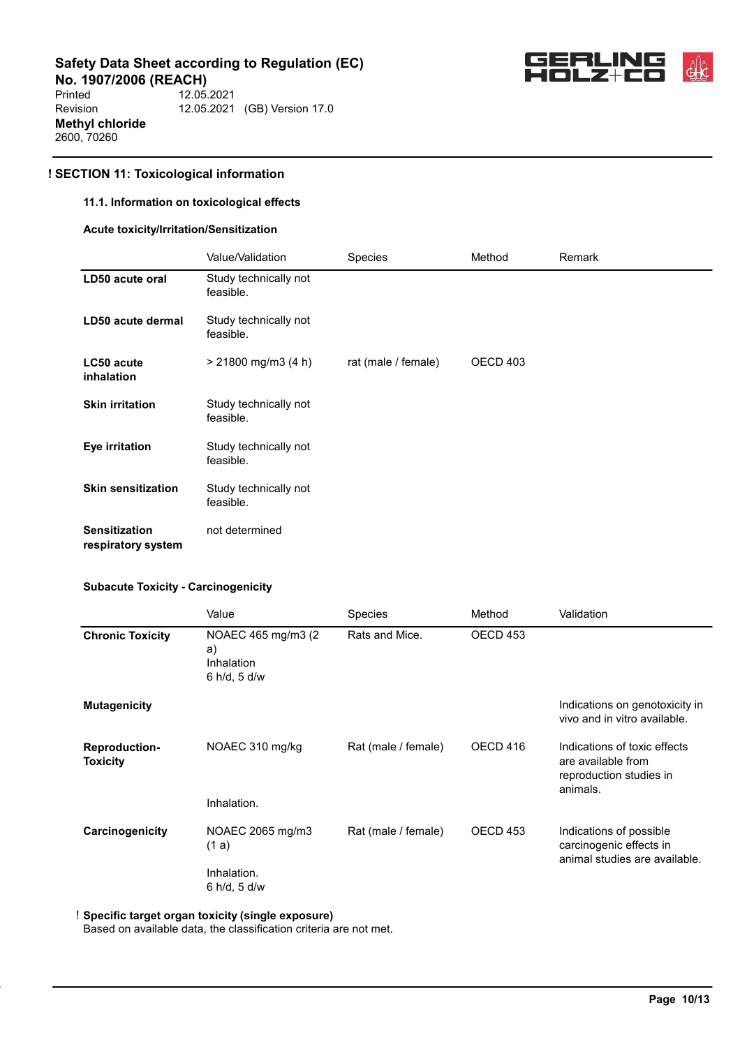## ! SECTION 11: Toxicological information

### 11.1. Information on toxicological effects

#### Acute toxicity/Irritation/Sensitization

| | Value/Validation | Species | Method | Remark |
|---|---|---|---|---|
| **LD50 acute oral** | Study technically not feasible. | | | |
| **LD50 acute dermal** | Study technically not feasible. | | | |
| **LC50 acute inhalation** | > 21800 mg/m3 (4 h) | rat (male / female) | OECD 403 | |
| **Skin irritation** | Study technically not feasible. | | | |
| **Eye irritation** | Study technically not feasible. | | | |
| **Skin sensitization** | Study technically not feasible. | | | |
| **Sensitization respiratory system** | not determined | | | |

#### Subacute Toxicity - Carcinogenicity

| | Value | Species | Method | Validation |
|---|---|---|---|---|
| **Chronic Toxicity** | NOAEC 465 mg/m3 (2 a) Inhalation 6 h/d, 5 d/w | Rats and Mice. | OECD 453 | |
| **Mutagenicity** | | | | Indications on genotoxicity in vivo and in vitro available. |
| **Reproduction-Toxicity** | NOAEC 310 mg/kg Inhalation. | Rat (male / female) | OECD 416 | Indications of toxic effects are available from reproduction studies in animals. |
| **Carcinogenicity** | NOAEC 2065 mg/m3 (1 a) Inhalation. 6 h/d, 5 d/w | Rat (male / female) | OECD 453 | Indications of possible carcinogenic effects in animal studies are available. |

! **Specific target organ toxicity (single exposure)**
Based on available data, the classification criteria are not met.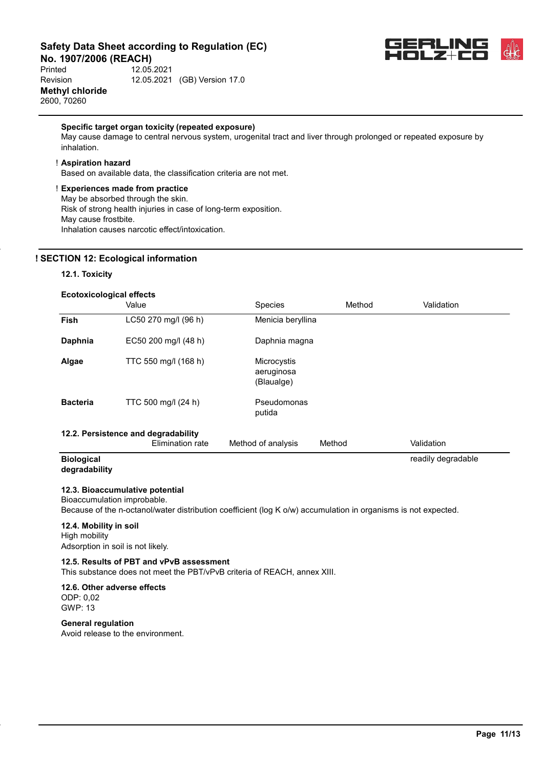**Specific target organ toxicity (repeated exposure)**

May cause damage to central nervous system, urogenital tract and liver through prolonged or repeated exposure by inhalation.

! **Aspiration hazard**

Based on available data, the classification criteria are not met.

! **Experiences made from practice**

May be absorbed through the skin.
Risk of strong health injuries in case of long-term exposition.
May cause frostbite.
Inhalation causes narcotic effect/intoxication.

## ! SECTION 12: Ecological information

### 12.1. Toxicity

**Ecotoxicological effects**

| | Value | Species | Method | Validation |
|---|---|---|---|---|
| **Fish** | LC50 270 mg/l (96 h) | Menicia beryllina | | |
| **Daphnia** | EC50 200 mg/l (48 h) | Daphnia magna | | |
| **Algae** | TTC 550 mg/l (168 h) | Microcystis aeruginosa (Blaualge) | | |
| **Bacteria** | TTC 500 mg/l (24 h) | Pseudomonas putida | | |

### 12.2. Persistence and degradability

| | Elimination rate | Method of analysis | Method | Validation |
|---|---|---|---|---|
| **Biological degradability** | | | | readily degradable |

### 12.3. Bioaccumulative potential

Bioaccumulation improbable.
Because of the n-octanol/water distribution coefficient (log K o/w) accumulation in organisms is not expected.

### 12.4. Mobility in soil

High mobility
Adsorption in soil is not likely.

### 12.5. Results of PBT and vPvB assessment

This substance does not meet the PBT/vPvB criteria of REACH, annex XIII.

### 12.6. Other adverse effects

ODP: 0,02
GWP: 13

**General regulation**

Avoid release to the environment.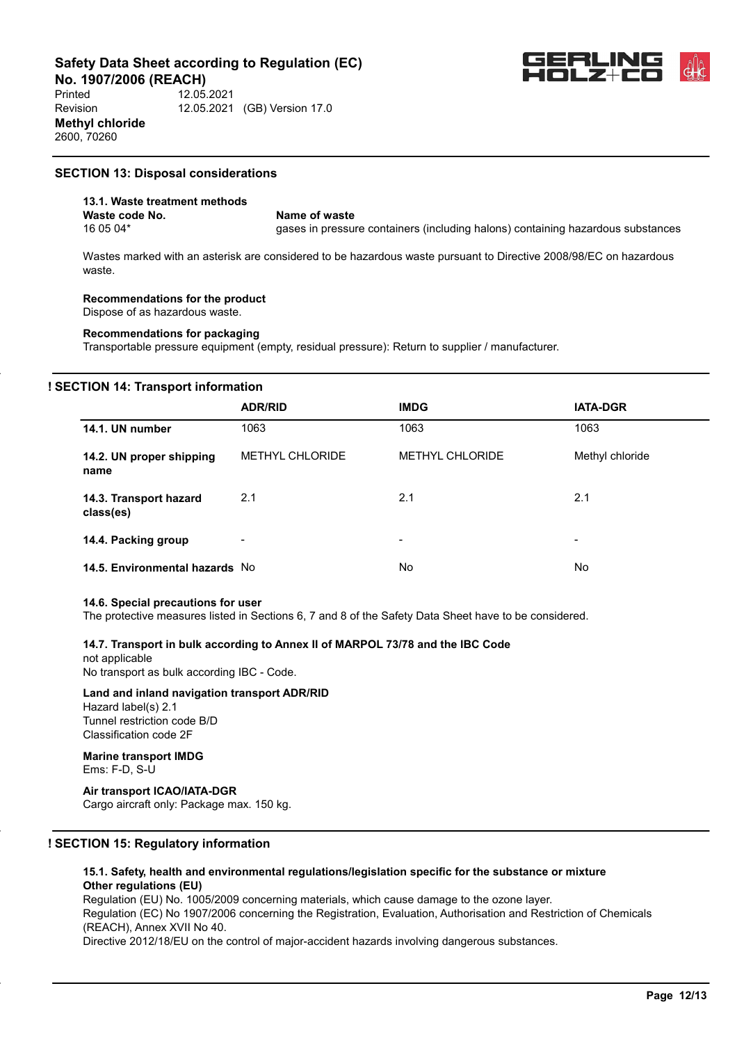## SECTION 13: Disposal considerations

### 13.1. Waste treatment methods

| Waste code No. | Name of waste |
|---|---|
| 16 05 04* | gases in pressure containers (including halons) containing hazardous substances |

Wastes marked with an asterisk are considered to be hazardous waste pursuant to Directive 2008/98/EC on hazardous waste.

**Recommendations for the product**
Dispose of as hazardous waste.

**Recommendations for packaging**
Transportable pressure equipment (empty, residual pressure): Return to supplier / manufacturer.

## ! SECTION 14: Transport information

| | ADR/RID | IMDG | IATA-DGR |
|---|---|---|---|
| **14.1. UN number** | 1063 | 1063 | 1063 |
| **14.2. UN proper shipping name** | METHYL CHLORIDE | METHYL CHLORIDE | Methyl chloride |
| **14.3. Transport hazard class(es)** | 2.1 | 2.1 | 2.1 |
| **14.4. Packing group** | - | - | - |
| **14.5. Environmental hazards** | No | No | No |

**14.6. Special precautions for user**
The protective measures listed in Sections 6, 7 and 8 of the Safety Data Sheet have to be considered.

**14.7. Transport in bulk according to Annex II of MARPOL 73/78 and the IBC Code**
not applicable
No transport as bulk according IBC - Code.

**Land and inland navigation transport ADR/RID**
Hazard label(s) 2.1
Tunnel restriction code B/D
Classification code 2F

**Marine transport IMDG**
Ems: F-D, S-U

**Air transport ICAO/IATA-DGR**
Cargo aircraft only: Package max. 150 kg.

## ! SECTION 15: Regulatory information

**15.1. Safety, health and environmental regulations/legislation specific for the substance or mixture**
**Other regulations (EU)**
Regulation (EU) No. 1005/2009 concerning materials, which cause damage to the ozone layer.
Regulation (EC) No 1907/2006 concerning the Registration, Evaluation, Authorisation and Restriction of Chemicals (REACH), Annex XVII No 40.
Directive 2012/18/EU on the control of major-accident hazards involving dangerous substances.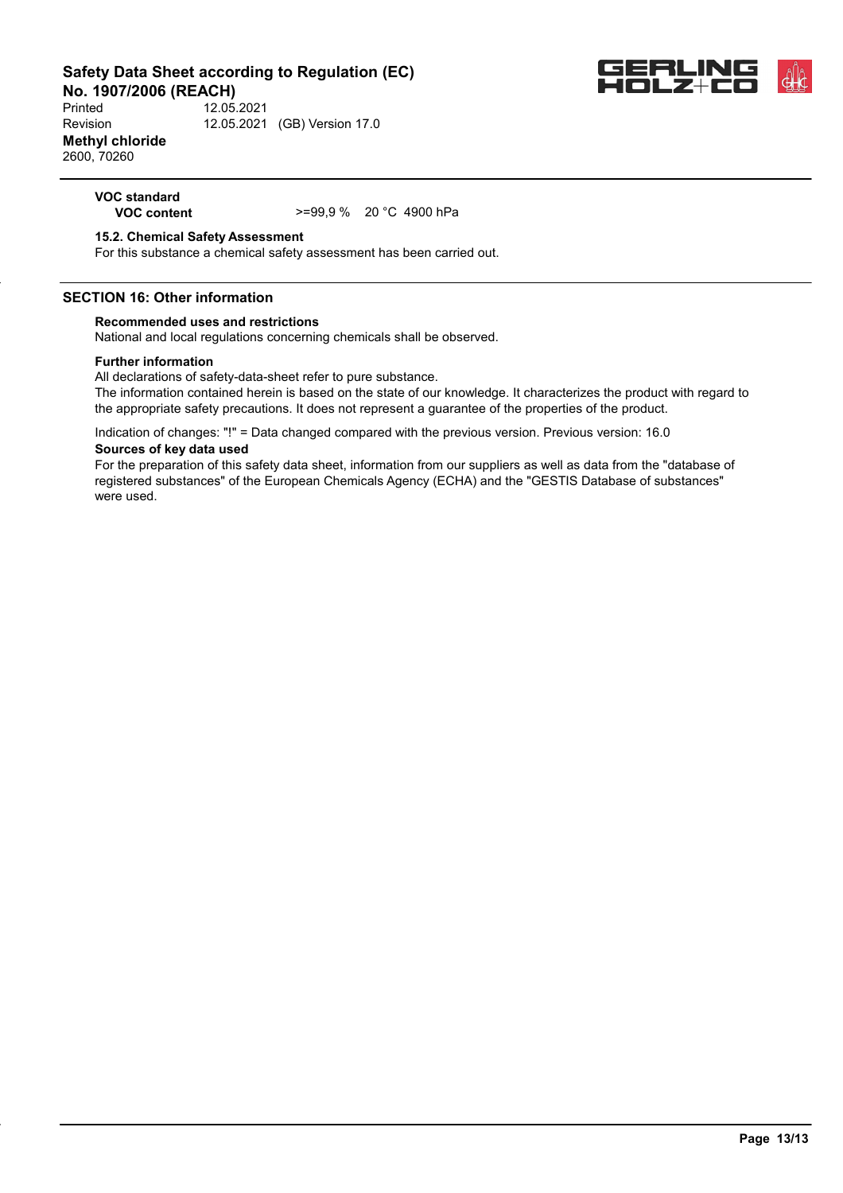**VOC standard**

| **VOC content** | >=99,9 % | 20 °C | 4900 hPa |
|---|---|---|---|

**15.2. Chemical Safety Assessment**

For this substance a chemical safety assessment has been carried out.

## SECTION 16: Other information

**Recommended uses and restrictions**

National and local regulations concerning chemicals shall be observed.

**Further information**

All declarations of safety-data-sheet refer to pure substance.

The information contained herein is based on the state of our knowledge. It characterizes the product with regard to the appropriate safety precautions. It does not represent a guarantee of the properties of the product.

Indication of changes: "!" = Data changed compared with the previous version. Previous version: 16.0

**Sources of key data used**

For the preparation of this safety data sheet, information from our suppliers as well as data from the "database of registered substances" of the European Chemicals Agency (ECHA) and the "GESTIS Database of substances" were used.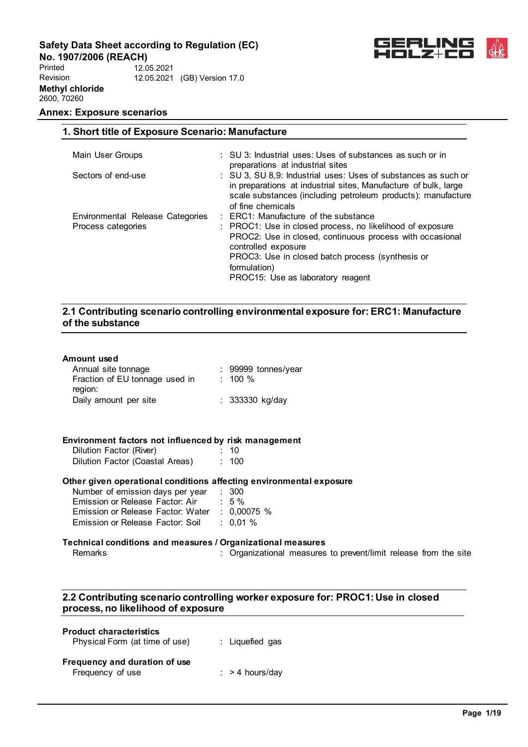## Annex: Exposure scenarios

### 1. Short title of Exposure Scenario: Manufacture

| | |
|---|---|
| Main User Groups | : SU 3: Industrial uses: Uses of substances as such or in preparations at industrial sites |
| Sectors of end-use | : SU 3, SU 8,9: Industrial uses: Uses of substances as such or in preparations at industrial sites, Manufacture of bulk, large scale substances (including petroleum products); manufacture of fine chemicals |
| Environmental Release Categories | : ERC1: Manufacture of the substance |
| Process categories | : PROC1: Use in closed process, no likelihood of exposure<br>PROC2: Use in closed, continuous process with occasional controlled exposure<br>PROC3: Use in closed batch process (synthesis or formulation)<br>PROC15: Use as laboratory reagent |

### 2.1 Contributing scenario controlling environmental exposure for: ERC1: Manufacture of the substance

**Amount used**

| | |
|---|---|
| Annual site tonnage | : 99999 tonnes/year |
| Fraction of EU tonnage used in region: | : 100 % |
| Daily amount per site | : 333330 kg/day |

**Environment factors not influenced by risk management**

| | |
|---|---|
| Dilution Factor (River) | : 10 |
| Dilution Factor (Coastal Areas) | : 100 |

**Other given operational conditions affecting environmental exposure**

| | |
|---|---|
| Number of emission days per year | : 300 |
| Emission or Release Factor: Air | : 5 % |
| Emission or Release Factor: Water | : 0,00075 % |
| Emission or Release Factor: Soil | : 0,01 % |

**Technical conditions and measures / Organizational measures**

| | |
|---|---|
| Remarks | : Organizational measures to prevent/limit release from the site |

### 2.2 Contributing scenario controlling worker exposure for: PROC1: Use in closed process, no likelihood of exposure

**Product characteristics**

| | |
|---|---|
| Physical Form (at time of use) | : Liquefied gas |

**Frequency and duration of use**

| | |
|---|---|
| Frequency of use | : > 4 hours/day |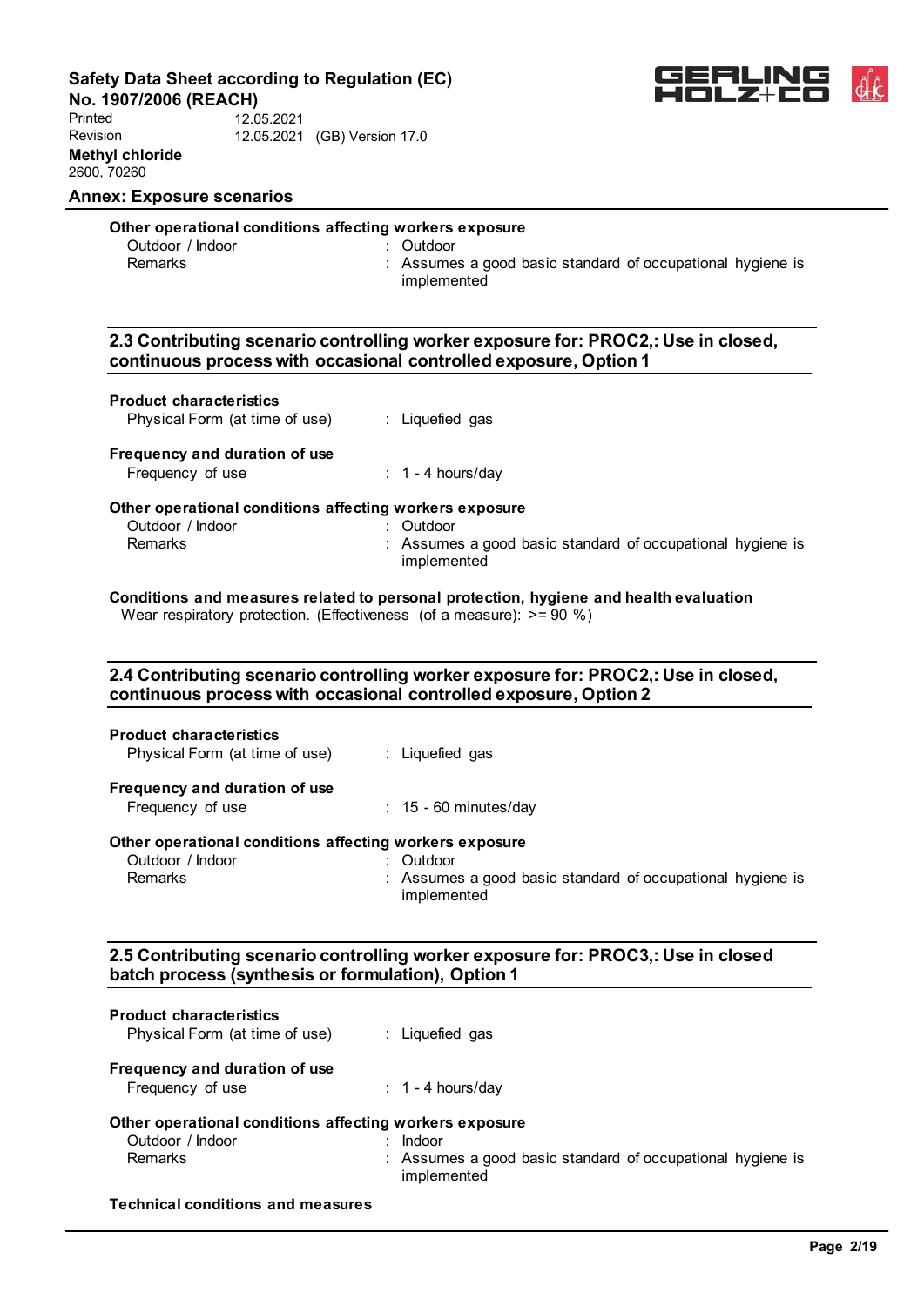## Annex: Exposure scenarios

**Other operational conditions affecting workers exposure**

Outdoor / Indoor : Outdoor

Remarks : Assumes a good basic standard of occupational hygiene is implemented

### 2.3 Contributing scenario controlling worker exposure for: PROC2,: Use in closed, continuous process with occasional controlled exposure, Option 1

**Product characteristics**

Physical Form (at time of use) : Liquefied gas

**Frequency and duration of use**

Frequency of use : 1 - 4 hours/day

**Other operational conditions affecting workers exposure**

Outdoor / Indoor : Outdoor

Remarks : Assumes a good basic standard of occupational hygiene is implemented

**Conditions and measures related to personal protection, hygiene and health evaluation**

Wear respiratory protection. (Effectiveness (of a measure): >= 90 %)

### 2.4 Contributing scenario controlling worker exposure for: PROC2,: Use in closed, continuous process with occasional controlled exposure, Option 2

**Product characteristics**

Physical Form (at time of use) : Liquefied gas

**Frequency and duration of use**

Frequency of use : 15 - 60 minutes/day

**Other operational conditions affecting workers exposure**

Outdoor / Indoor : Outdoor

Remarks : Assumes a good basic standard of occupational hygiene is implemented

### 2.5 Contributing scenario controlling worker exposure for: PROC3,: Use in closed batch process (synthesis or formulation), Option 1

**Product characteristics**

Physical Form (at time of use) : Liquefied gas

**Frequency and duration of use**

Frequency of use : 1 - 4 hours/day

**Other operational conditions affecting workers exposure**

Outdoor / Indoor : Indoor

Remarks : Assumes a good basic standard of occupational hygiene is implemented

**Technical conditions and measures**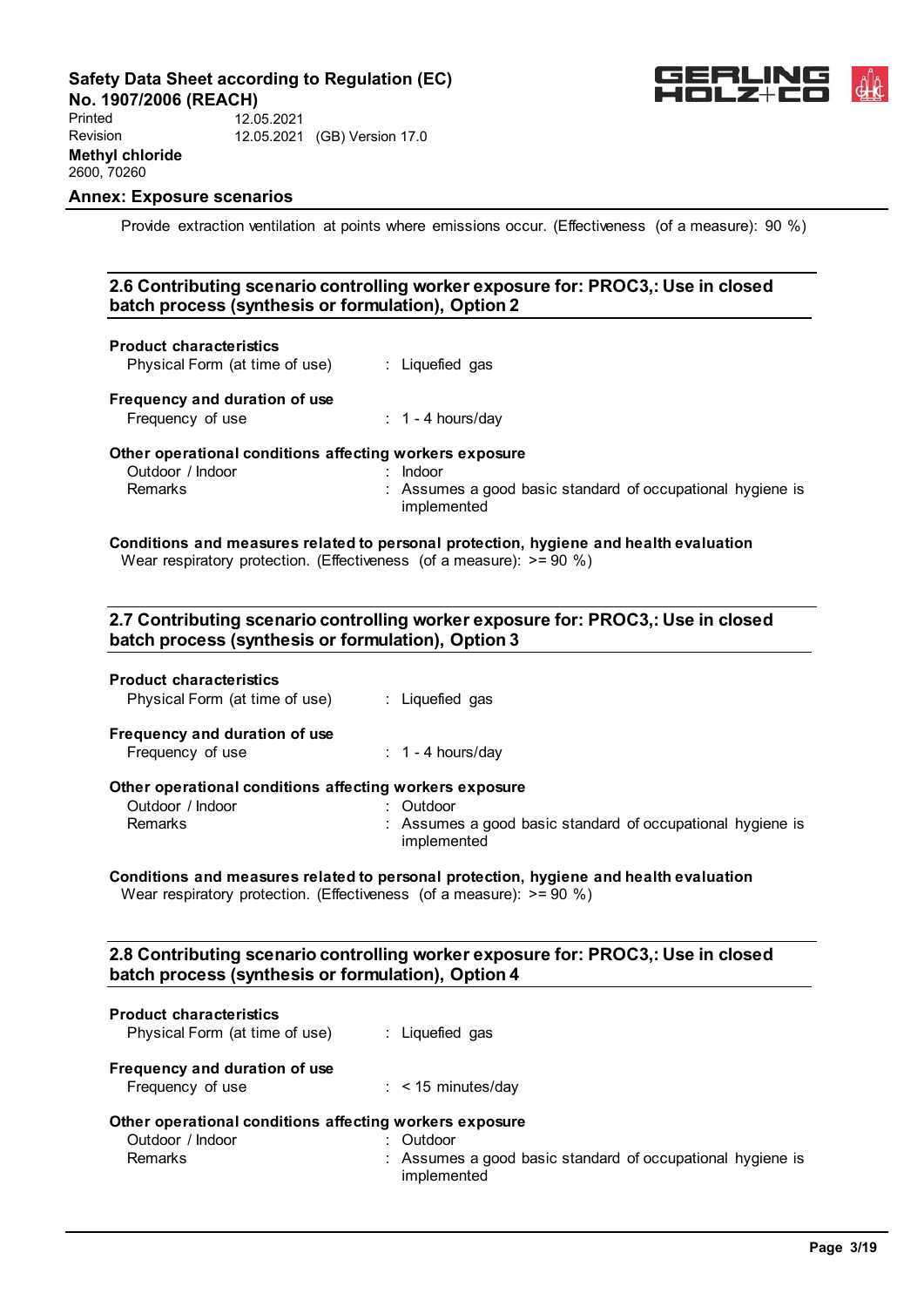Provide extraction ventilation at points where emissions occur. (Effectiveness (of a measure): 90 %)

## 2.6 Contributing scenario controlling worker exposure for: PROC3,: Use in closed batch process (synthesis or formulation), Option 2

**Product characteristics**

Physical Form (at time of use) : Liquefied gas

**Frequency and duration of use**

Frequency of use : 1 - 4 hours/day

**Other operational conditions affecting workers exposure**

Outdoor / Indoor : Indoor

Remarks : Assumes a good basic standard of occupational hygiene is implemented

**Conditions and measures related to personal protection, hygiene and health evaluation**

Wear respiratory protection. (Effectiveness (of a measure): >= 90 %)

## 2.7 Contributing scenario controlling worker exposure for: PROC3,: Use in closed batch process (synthesis or formulation), Option 3

**Product characteristics**

Physical Form (at time of use) : Liquefied gas

**Frequency and duration of use**

Frequency of use : 1 - 4 hours/day

**Other operational conditions affecting workers exposure**

Outdoor / Indoor : Outdoor

Remarks : Assumes a good basic standard of occupational hygiene is implemented

**Conditions and measures related to personal protection, hygiene and health evaluation**

Wear respiratory protection. (Effectiveness (of a measure): >= 90 %)

## 2.8 Contributing scenario controlling worker exposure for: PROC3,: Use in closed batch process (synthesis or formulation), Option 4

**Product characteristics**

Physical Form (at time of use) : Liquefied gas

**Frequency and duration of use**

Frequency of use : < 15 minutes/day

**Other operational conditions affecting workers exposure**

Outdoor / Indoor : Outdoor

Remarks : Assumes a good basic standard of occupational hygiene is implemented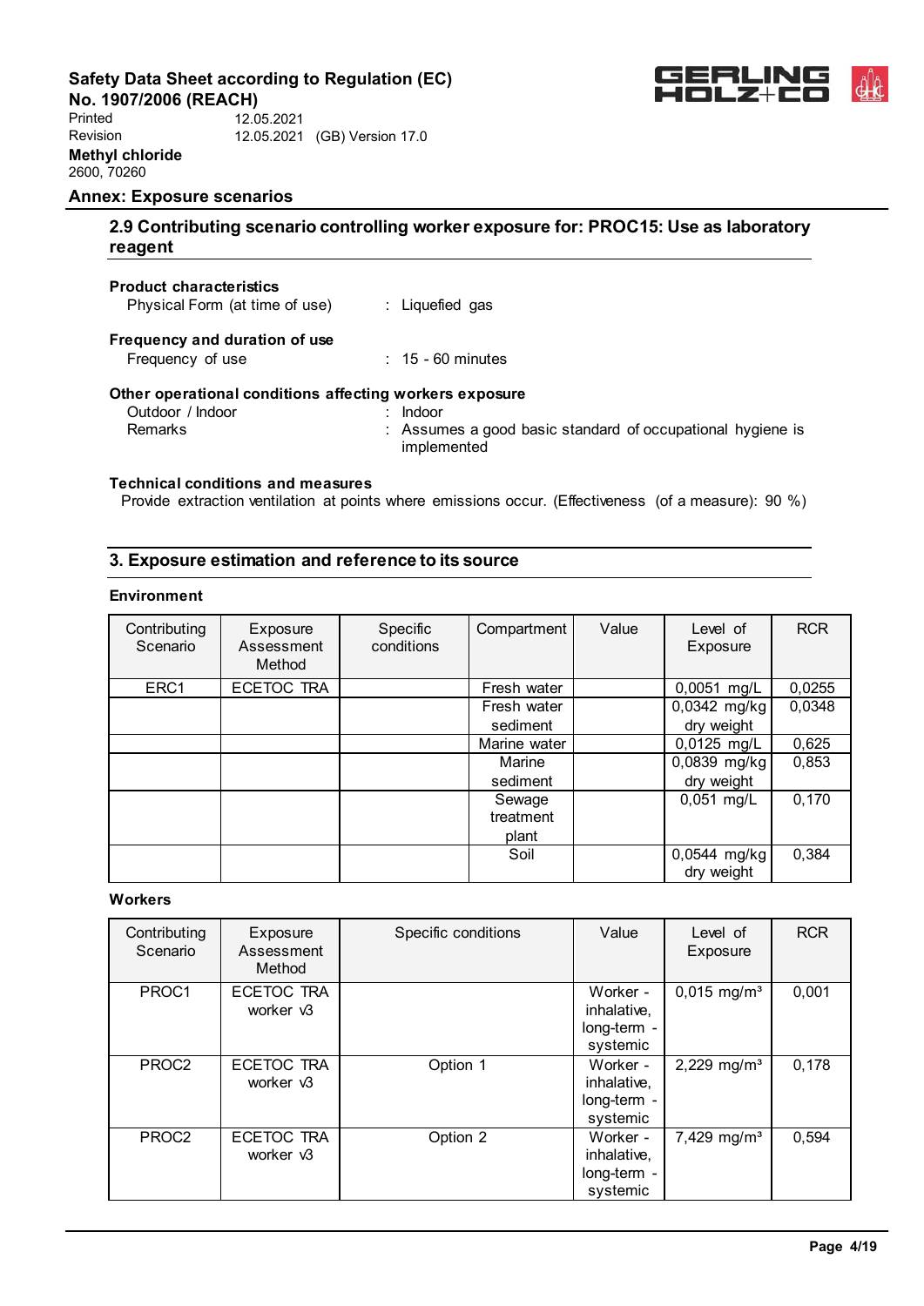## Annex: Exposure scenarios

### 2.9 Contributing scenario controlling worker exposure for: PROC15: Use as laboratory reagent

**Product characteristics**

Physical Form (at time of use) : Liquefied gas

**Frequency and duration of use**

Frequency of use : 15 - 60 minutes

**Other operational conditions affecting workers exposure**

Outdoor / Indoor : Indoor

Remarks : Assumes a good basic standard of occupational hygiene is implemented

**Technical conditions and measures**

Provide extraction ventilation at points where emissions occur. (Effectiveness (of a measure): 90 %)

## 3. Exposure estimation and reference to its source

**Environment**

| Contributing Scenario | Exposure Assessment Method | Specific conditions | Compartment | Value | Level of Exposure | RCR |
|---|---|---|---|---|---|---|
| ERC1 | ECETOC TRA | | Fresh water | | 0,0051 mg/L | 0,0255 |
| | | | Fresh water sediment | | 0,0342 mg/kg dry weight | 0,0348 |
| | | | Marine water | | 0,0125 mg/L | 0,625 |
| | | | Marine sediment | | 0,0839 mg/kg dry weight | 0,853 |
| | | | Sewage treatment plant | | 0,051 mg/L | 0,170 |
| | | | Soil | | 0,0544 mg/kg dry weight | 0,384 |

**Workers**

| Contributing Scenario | Exposure Assessment Method | Specific conditions | Value | Level of Exposure | RCR |
|---|---|---|---|---|---|
| PROC1 | ECETOC TRA worker v3 | | Worker - inhalative, long-term - systemic | 0,015 mg/m³ | 0,001 |
| PROC2 | ECETOC TRA worker v3 | Option 1 | Worker - inhalative, long-term - systemic | 2,229 mg/m³ | 0,178 |
| PROC2 | ECETOC TRA worker v3 | Option 2 | Worker - inhalative, long-term - systemic | 7,429 mg/m³ | 0,594 |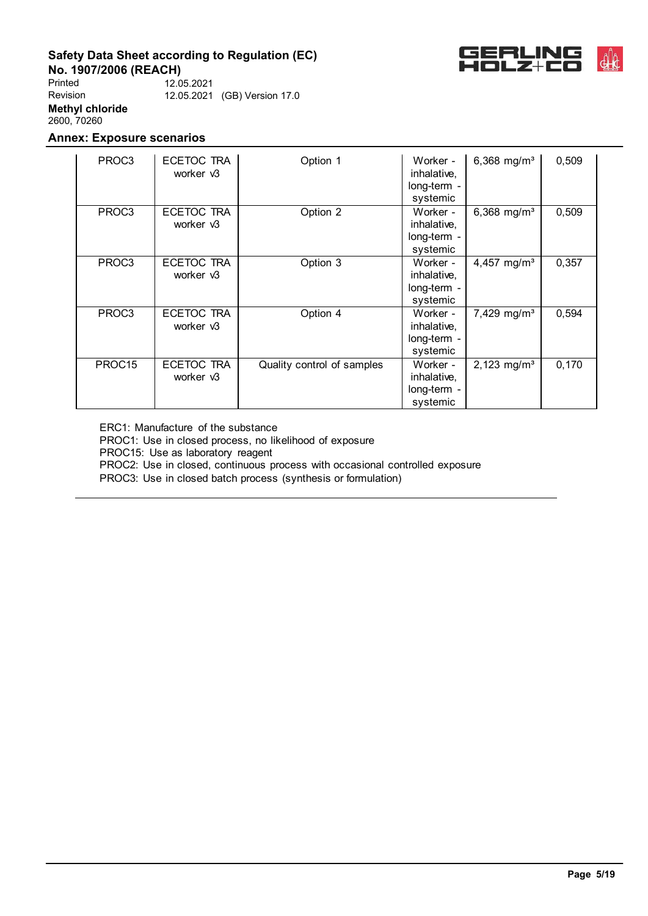## Annex: Exposure scenarios

| | | | | | |
|---|---|---|---|---|---|
| PROC3 | ECETOC TRA worker v3 | Option 1 | Worker - inhalative, long-term - systemic | 6,368 mg/m³ | 0,509 |
| PROC3 | ECETOC TRA worker v3 | Option 2 | Worker - inhalative, long-term - systemic | 6,368 mg/m³ | 0,509 |
| PROC3 | ECETOC TRA worker v3 | Option 3 | Worker - inhalative, long-term - systemic | 4,457 mg/m³ | 0,357 |
| PROC3 | ECETOC TRA worker v3 | Option 4 | Worker - inhalative, long-term - systemic | 7,429 mg/m³ | 0,594 |
| PROC15 | ECETOC TRA worker v3 | Quality control of samples | Worker - inhalative, long-term - systemic | 2,123 mg/m³ | 0,170 |

ERC1: Manufacture of the substance
PROC1: Use in closed process, no likelihood of exposure
PROC15: Use as laboratory reagent
PROC2: Use in closed, continuous process with occasional controlled exposure
PROC3: Use in closed batch process (synthesis or formulation)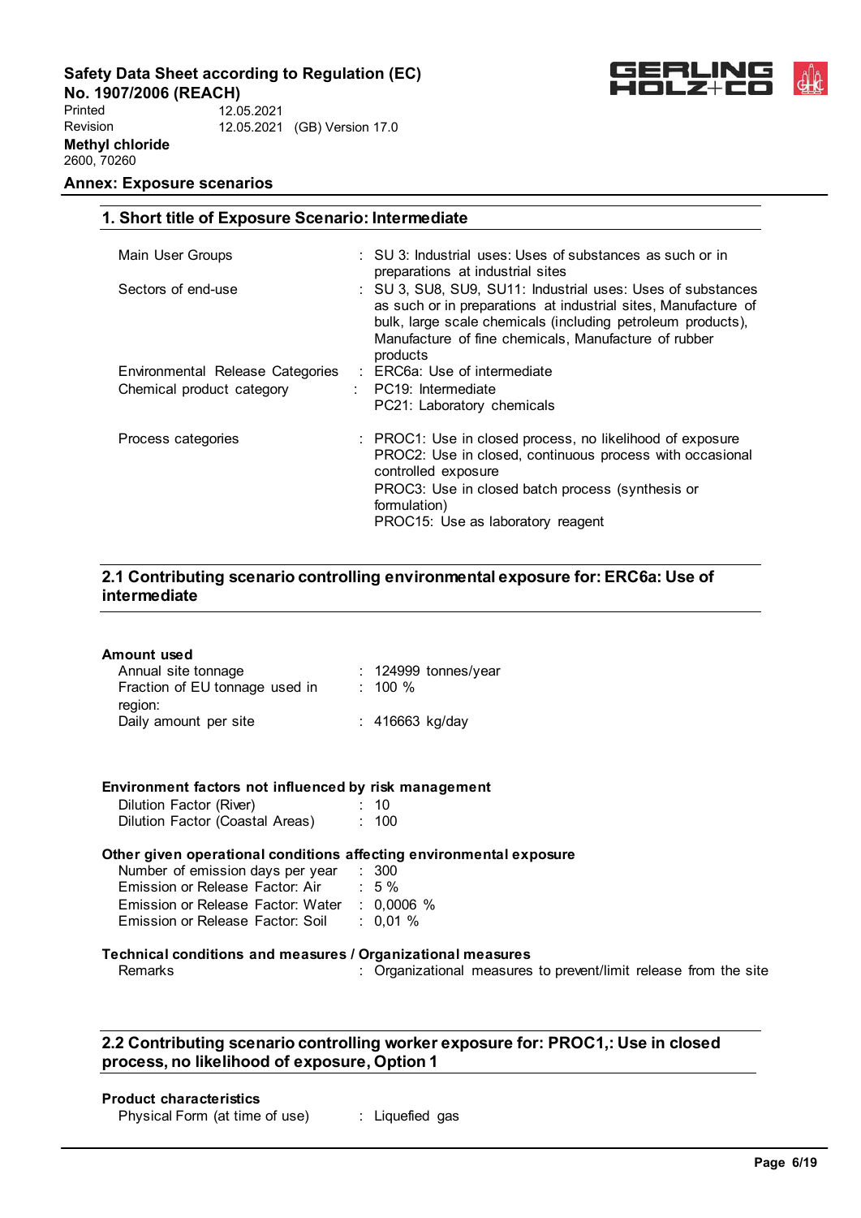## Annex: Exposure scenarios

### 1. Short title of Exposure Scenario: Intermediate

| | |
|---|---|
| Main User Groups | : SU 3: Industrial uses: Uses of substances as such or in preparations at industrial sites |
| Sectors of end-use | : SU 3, SU8, SU9, SU11: Industrial uses: Uses of substances as such or in preparations at industrial sites, Manufacture of bulk, large scale chemicals (including petroleum products), Manufacture of fine chemicals, Manufacture of rubber products |
| Environmental Release Categories | : ERC6a: Use of intermediate |
| Chemical product category | : PC19: Intermediate<br>PC21: Laboratory chemicals |
| Process categories | : PROC1: Use in closed process, no likelihood of exposure<br>PROC2: Use in closed, continuous process with occasional controlled exposure<br>PROC3: Use in closed batch process (synthesis or formulation)<br>PROC15: Use as laboratory reagent |

### 2.1 Contributing scenario controlling environmental exposure for: ERC6a: Use of intermediate

**Amount used**

| | |
|---|---|
| Annual site tonnage | : 124999 tonnes/year |
| Fraction of EU tonnage used in region: | : 100 % |
| Daily amount per site | : 416663 kg/day |

**Environment factors not influenced by risk management**

| | |
|---|---|
| Dilution Factor (River) | : 10 |
| Dilution Factor (Coastal Areas) | : 100 |

**Other given operational conditions affecting environmental exposure**

| | |
|---|---|
| Number of emission days per year | : 300 |
| Emission or Release Factor: Air | : 5 % |
| Emission or Release Factor: Water | : 0,0006 % |
| Emission or Release Factor: Soil | : 0,01 % |

**Technical conditions and measures / Organizational measures**

| | |
|---|---|
| Remarks | : Organizational measures to prevent/limit release from the site |

### 2.2 Contributing scenario controlling worker exposure for: PROC1,: Use in closed process, no likelihood of exposure, Option 1

**Product characteristics**

| | |
|---|---|
| Physical Form (at time of use) | : Liquefied gas |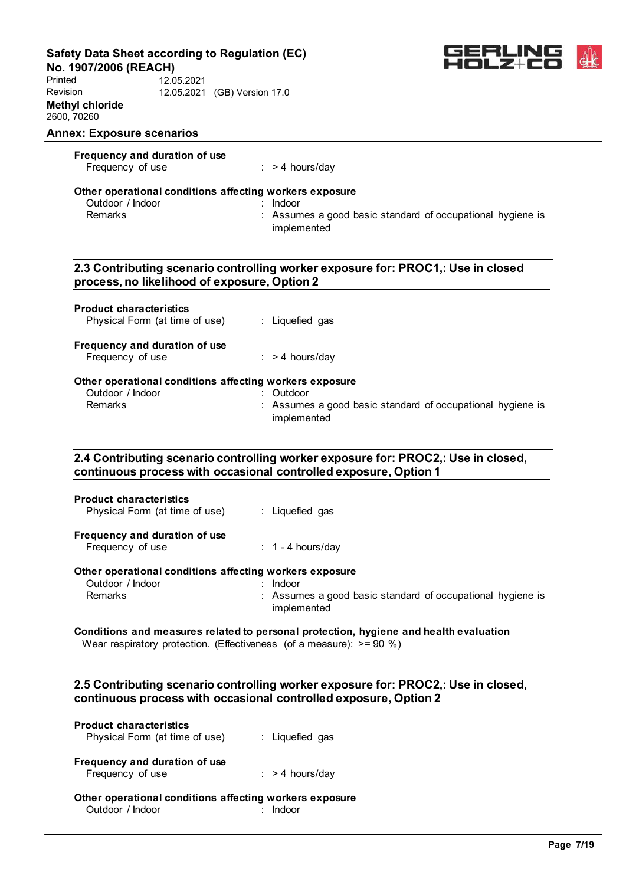**Frequency and duration of use**

| | |
|---|---|
| Frequency of use | : > 4 hours/day |

**Other operational conditions affecting workers exposure**

| | |
|---|---|
| Outdoor / Indoor | : Indoor |
| Remarks | : Assumes a good basic standard of occupational hygiene is implemented |

## 2.3 Contributing scenario controlling worker exposure for: PROC1,: Use in closed process, no likelihood of exposure, Option 2

**Product characteristics**

| | |
|---|---|
| Physical Form (at time of use) | : Liquefied gas |

**Frequency and duration of use**

| | |
|---|---|
| Frequency of use | : > 4 hours/day |

**Other operational conditions affecting workers exposure**

| | |
|---|---|
| Outdoor / Indoor | : Outdoor |
| Remarks | : Assumes a good basic standard of occupational hygiene is implemented |

## 2.4 Contributing scenario controlling worker exposure for: PROC2,: Use in closed, continuous process with occasional controlled exposure, Option 1

**Product characteristics**

| | |
|---|---|
| Physical Form (at time of use) | : Liquefied gas |

**Frequency and duration of use**

| | |
|---|---|
| Frequency of use | : 1 - 4 hours/day |

**Other operational conditions affecting workers exposure**

| | |
|---|---|
| Outdoor / Indoor | : Indoor |
| Remarks | : Assumes a good basic standard of occupational hygiene is implemented |

**Conditions and measures related to personal protection, hygiene and health evaluation**

Wear respiratory protection. (Effectiveness (of a measure): >= 90 %)

## 2.5 Contributing scenario controlling worker exposure for: PROC2,: Use in closed, continuous process with occasional controlled exposure, Option 2

**Product characteristics**

| | |
|---|---|
| Physical Form (at time of use) | : Liquefied gas |

**Frequency and duration of use**

| | |
|---|---|
| Frequency of use | : > 4 hours/day |

**Other operational conditions affecting workers exposure**

| | |
|---|---|
| Outdoor / Indoor | : Indoor |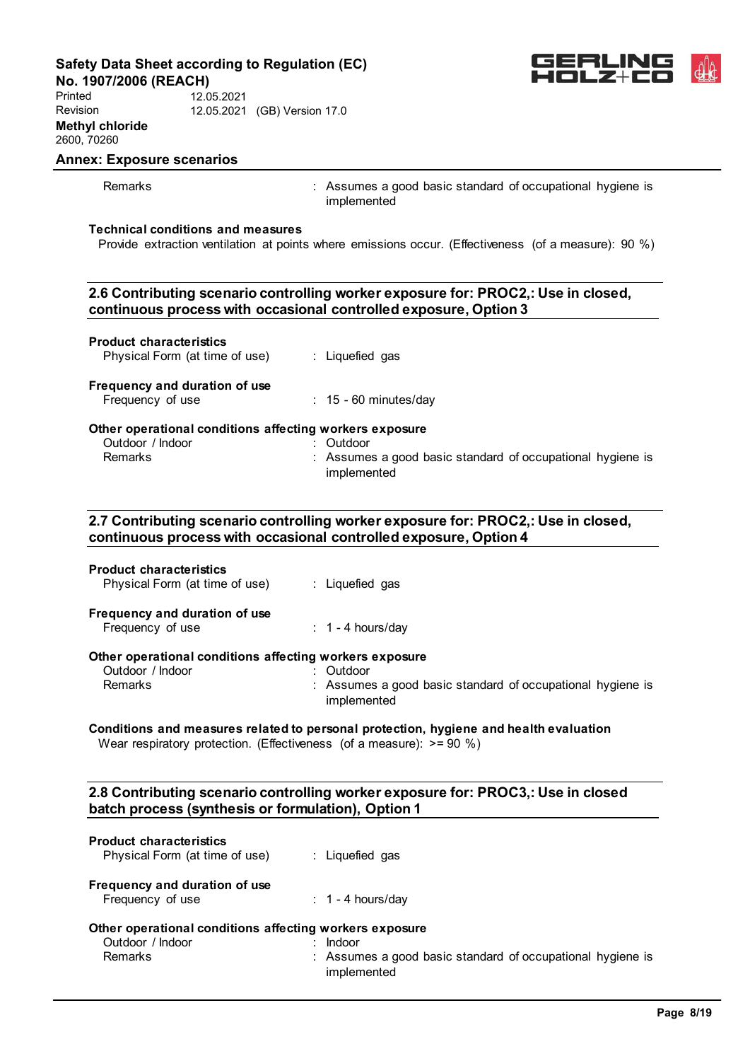Remarks : Assumes a good basic standard of occupational hygiene is implemented

**Technical conditions and measures**

Provide extraction ventilation at points where emissions occur. (Effectiveness (of a measure): 90 %)

### 2.6 Contributing scenario controlling worker exposure for: PROC2,: Use in closed, continuous process with occasional controlled exposure, Option 3

**Product characteristics**

Physical Form (at time of use) : Liquefied gas

**Frequency and duration of use**

Frequency of use : 15 - 60 minutes/day

**Other operational conditions affecting workers exposure**

Outdoor / Indoor : Outdoor

Remarks : Assumes a good basic standard of occupational hygiene is implemented

### 2.7 Contributing scenario controlling worker exposure for: PROC2,: Use in closed, continuous process with occasional controlled exposure, Option 4

**Product characteristics**

Physical Form (at time of use) : Liquefied gas

**Frequency and duration of use**

Frequency of use : 1 - 4 hours/day

**Other operational conditions affecting workers exposure**

Outdoor / Indoor : Outdoor

Remarks : Assumes a good basic standard of occupational hygiene is implemented

**Conditions and measures related to personal protection, hygiene and health evaluation**

Wear respiratory protection. (Effectiveness (of a measure): >= 90 %)

### 2.8 Contributing scenario controlling worker exposure for: PROC3,: Use in closed batch process (synthesis or formulation), Option 1

**Product characteristics**

Physical Form (at time of use) : Liquefied gas

**Frequency and duration of use**

Frequency of use : 1 - 4 hours/day

**Other operational conditions affecting workers exposure**

Outdoor / Indoor : Indoor

Remarks : Assumes a good basic standard of occupational hygiene is implemented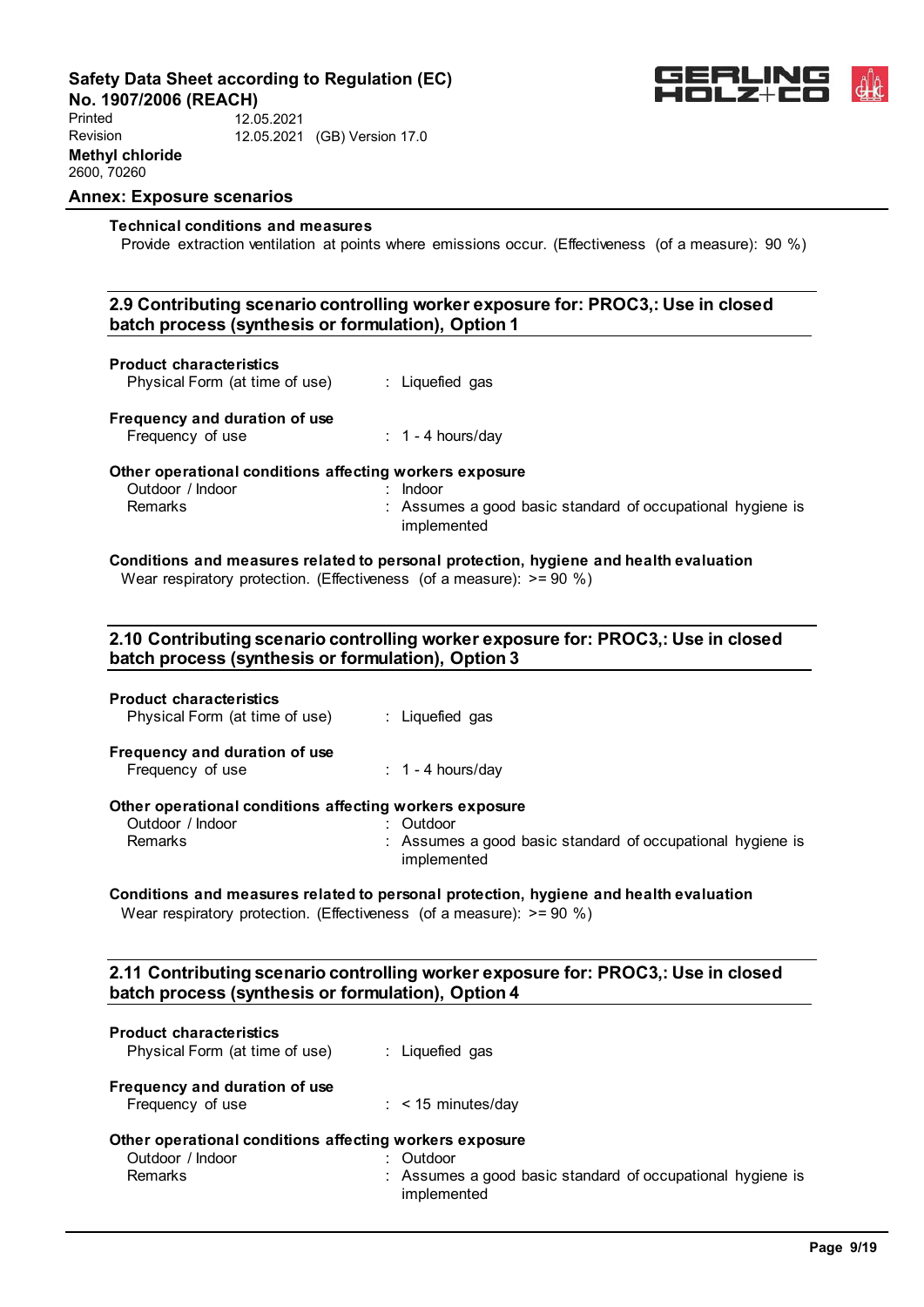**Technical conditions and measures**

Provide extraction ventilation at points where emissions occur. (Effectiveness (of a measure): 90 %)

## 2.9 Contributing scenario controlling worker exposure for: PROC3,: Use in closed batch process (synthesis or formulation), Option 1

**Product characteristics**

Physical Form (at time of use) : Liquefied gas

**Frequency and duration of use**

Frequency of use : 1 - 4 hours/day

**Other operational conditions affecting workers exposure**

Outdoor / Indoor : Indoor

Remarks : Assumes a good basic standard of occupational hygiene is implemented

**Conditions and measures related to personal protection, hygiene and health evaluation**

Wear respiratory protection. (Effectiveness (of a measure): >= 90 %)

## 2.10 Contributing scenario controlling worker exposure for: PROC3,: Use in closed batch process (synthesis or formulation), Option 3

**Product characteristics**

Physical Form (at time of use) : Liquefied gas

**Frequency and duration of use**

Frequency of use : 1 - 4 hours/day

**Other operational conditions affecting workers exposure**

Outdoor / Indoor : Outdoor

Remarks : Assumes a good basic standard of occupational hygiene is implemented

**Conditions and measures related to personal protection, hygiene and health evaluation**

Wear respiratory protection. (Effectiveness (of a measure): >= 90 %)

## 2.11 Contributing scenario controlling worker exposure for: PROC3,: Use in closed batch process (synthesis or formulation), Option 4

**Product characteristics**

Physical Form (at time of use) : Liquefied gas

**Frequency and duration of use**

Frequency of use : < 15 minutes/day

**Other operational conditions affecting workers exposure**

Outdoor / Indoor : Outdoor

Remarks : Assumes a good basic standard of occupational hygiene is implemented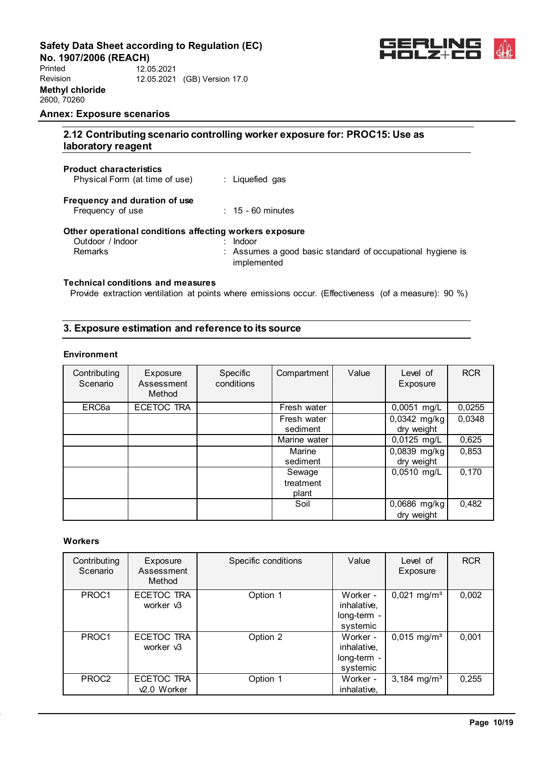## 2.12 Contributing scenario controlling worker exposure for: PROC15: Use as laboratory reagent

**Product characteristics**

Physical Form (at time of use) : Liquefied gas

**Frequency and duration of use**

Frequency of use : 15 - 60 minutes

**Other operational conditions affecting workers exposure**

Outdoor / Indoor : Indoor

Remarks : Assumes a good basic standard of occupational hygiene is implemented

**Technical conditions and measures**

Provide extraction ventilation at points where emissions occur. (Effectiveness (of a measure): 90 %)

## 3. Exposure estimation and reference to its source

**Environment**

| Contributing Scenario | Exposure Assessment Method | Specific conditions | Compartment | Value | Level of Exposure | RCR |
|---|---|---|---|---|---|---|
| ERC6a | ECETOC TRA | | Fresh water | | 0,0051 mg/L | 0,0255 |
| | | | Fresh water sediment | | 0,0342 mg/kg dry weight | 0,0348 |
| | | | Marine water | | 0,0125 mg/L | 0,625 |
| | | | Marine sediment | | 0,0839 mg/kg dry weight | 0,853 |
| | | | Sewage treatment plant | | 0,0510 mg/L | 0,170 |
| | | | Soil | | 0,0686 mg/kg dry weight | 0,482 |

**Workers**

| Contributing Scenario | Exposure Assessment Method | Specific conditions | Value | Level of Exposure | RCR |
|---|---|---|---|---|---|
| PROC1 | ECETOC TRA worker v3 | Option 1 | Worker - inhalative, long-term - systemic | 0,021 mg/m³ | 0,002 |
| PROC1 | ECETOC TRA worker v3 | Option 2 | Worker - inhalative, long-term - systemic | 0,015 mg/m³ | 0,001 |
| PROC2 | ECETOC TRA v2.0 Worker | Option 1 | Worker - inhalative, | 3,184 mg/m³ | 0,255 |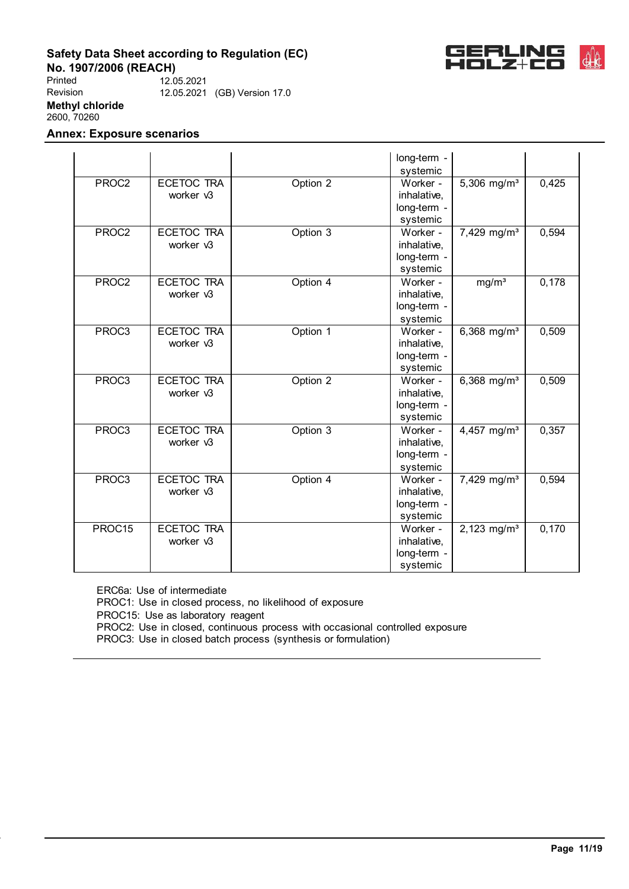## Annex: Exposure scenarios

| | | | | | |
|---|---|---|---|---|---|
| | | | long-term - systemic | | |
| PROC2 | ECETOC TRA worker v3 | Option 2 | Worker - inhalative, long-term - systemic | 5,306 mg/m³ | 0,425 |
| PROC2 | ECETOC TRA worker v3 | Option 3 | Worker - inhalative, long-term - systemic | 7,429 mg/m³ | 0,594 |
| PROC2 | ECETOC TRA worker v3 | Option 4 | Worker - inhalative, long-term - systemic | mg/m³ | 0,178 |
| PROC3 | ECETOC TRA worker v3 | Option 1 | Worker - inhalative, long-term - systemic | 6,368 mg/m³ | 0,509 |
| PROC3 | ECETOC TRA worker v3 | Option 2 | Worker - inhalative, long-term - systemic | 6,368 mg/m³ | 0,509 |
| PROC3 | ECETOC TRA worker v3 | Option 3 | Worker - inhalative, long-term - systemic | 4,457 mg/m³ | 0,357 |
| PROC3 | ECETOC TRA worker v3 | Option 4 | Worker - inhalative, long-term - systemic | 7,429 mg/m³ | 0,594 |
| PROC15 | ECETOC TRA worker v3 | | Worker - inhalative, long-term - systemic | 2,123 mg/m³ | 0,170 |

ERC6a: Use of intermediate
PROC1: Use in closed process, no likelihood of exposure
PROC15: Use as laboratory reagent
PROC2: Use in closed, continuous process with occasional controlled exposure
PROC3: Use in closed batch process (synthesis or formulation)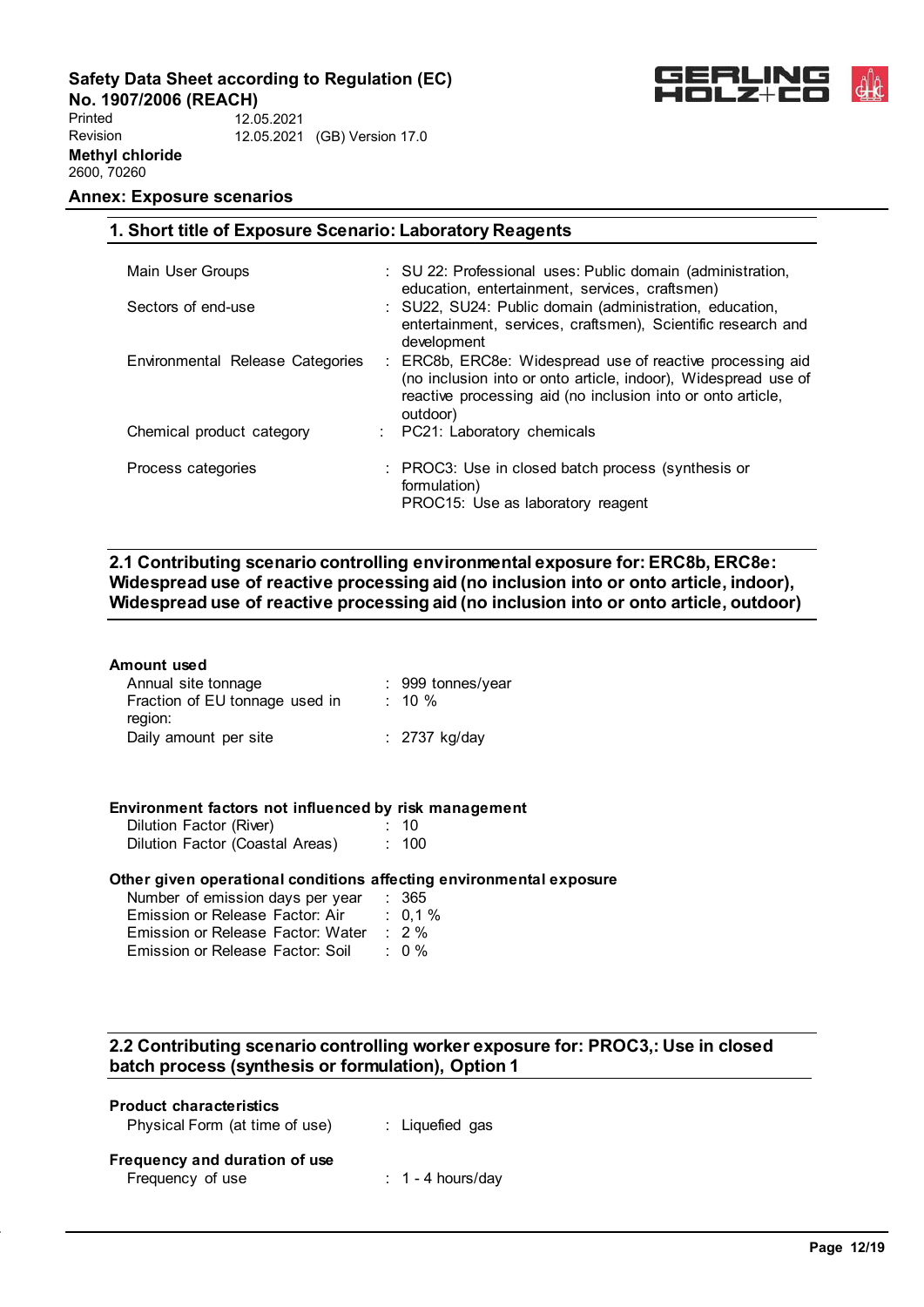## Annex: Exposure scenarios

### 1. Short title of Exposure Scenario: Laboratory Reagents

| | | |
|---|---|---|
| Main User Groups | : | SU 22: Professional uses: Public domain (administration, education, entertainment, services, craftsmen) |
| Sectors of end-use | : | SU22, SU24: Public domain (administration, education, entertainment, services, craftsmen), Scientific research and development |
| Environmental Release Categories | : | ERC8b, ERC8e: Widespread use of reactive processing aid (no inclusion into or onto article, indoor), Widespread use of reactive processing aid (no inclusion into or onto article, outdoor) |
| Chemical product category | : | PC21: Laboratory chemicals |
| Process categories | : | PROC3: Use in closed batch process (synthesis or formulation)<br>PROC15: Use as laboratory reagent |

### 2.1 Contributing scenario controlling environmental exposure for: ERC8b, ERC8e: Widespread use of reactive processing aid (no inclusion into or onto article, indoor), Widespread use of reactive processing aid (no inclusion into or onto article, outdoor)

**Amount used**

| | | |
|---|---|---|
| Annual site tonnage | : | 999 tonnes/year |
| Fraction of EU tonnage used in region: | : | 10 % |
| Daily amount per site | : | 2737 kg/day |

**Environment factors not influenced by risk management**

| | | |
|---|---|---|
| Dilution Factor (River) | : | 10 |
| Dilution Factor (Coastal Areas) | : | 100 |

**Other given operational conditions affecting environmental exposure**

| | | |
|---|---|---|
| Number of emission days per year | : | 365 |
| Emission or Release Factor: Air | : | 0,1 % |
| Emission or Release Factor: Water | : | 2 % |
| Emission or Release Factor: Soil | : | 0 % |

### 2.2 Contributing scenario controlling worker exposure for: PROC3,: Use in closed batch process (synthesis or formulation), Option 1

**Product characteristics**

| | | |
|---|---|---|
| Physical Form (at time of use) | : | Liquefied gas |

**Frequency and duration of use**

| | | |
|---|---|---|
| Frequency of use | : | 1 - 4 hours/day |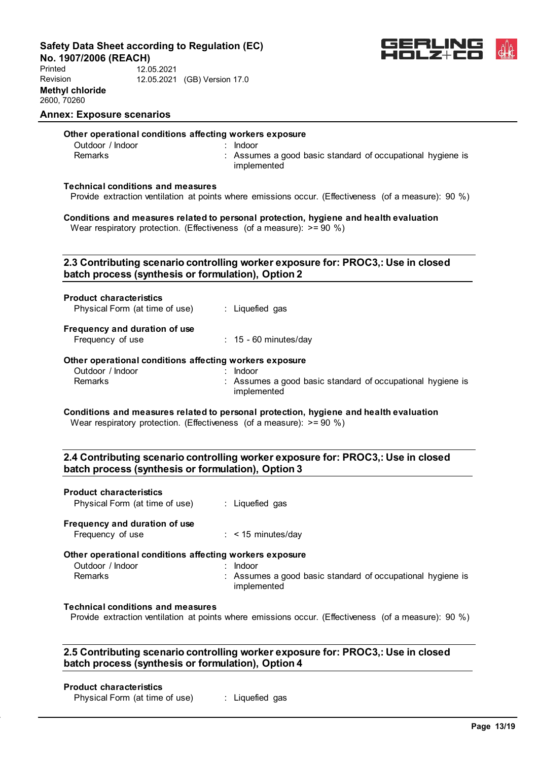**Other operational conditions affecting workers exposure**

| | |
|---|---|
| Outdoor / Indoor | : Indoor |
| Remarks | : Assumes a good basic standard of occupational hygiene is implemented |

**Technical conditions and measures**

Provide extraction ventilation at points where emissions occur. (Effectiveness (of a measure): 90 %)

**Conditions and measures related to personal protection, hygiene and health evaluation**

Wear respiratory protection. (Effectiveness (of a measure): >= 90 %)

## 2.3 Contributing scenario controlling worker exposure for: PROC3,: Use in closed batch process (synthesis or formulation), Option 2

**Product characteristics**

| | |
|---|---|
| Physical Form (at time of use) | : Liquefied gas |

**Frequency and duration of use**

| | |
|---|---|
| Frequency of use | : 15 - 60 minutes/day |

**Other operational conditions affecting workers exposure**

| | |
|---|---|
| Outdoor / Indoor | : Indoor |
| Remarks | : Assumes a good basic standard of occupational hygiene is implemented |

**Conditions and measures related to personal protection, hygiene and health evaluation**

Wear respiratory protection. (Effectiveness (of a measure): >= 90 %)

## 2.4 Contributing scenario controlling worker exposure for: PROC3,: Use in closed batch process (synthesis or formulation), Option 3

**Product characteristics**

| | |
|---|---|
| Physical Form (at time of use) | : Liquefied gas |

**Frequency and duration of use**

| | |
|---|---|
| Frequency of use | : < 15 minutes/day |

**Other operational conditions affecting workers exposure**

| | |
|---|---|
| Outdoor / Indoor | : Indoor |
| Remarks | : Assumes a good basic standard of occupational hygiene is implemented |

**Technical conditions and measures**

Provide extraction ventilation at points where emissions occur. (Effectiveness (of a measure): 90 %)

## 2.5 Contributing scenario controlling worker exposure for: PROC3,: Use in closed batch process (synthesis or formulation), Option 4

**Product characteristics**

| | |
|---|---|
| Physical Form (at time of use) | : Liquefied gas |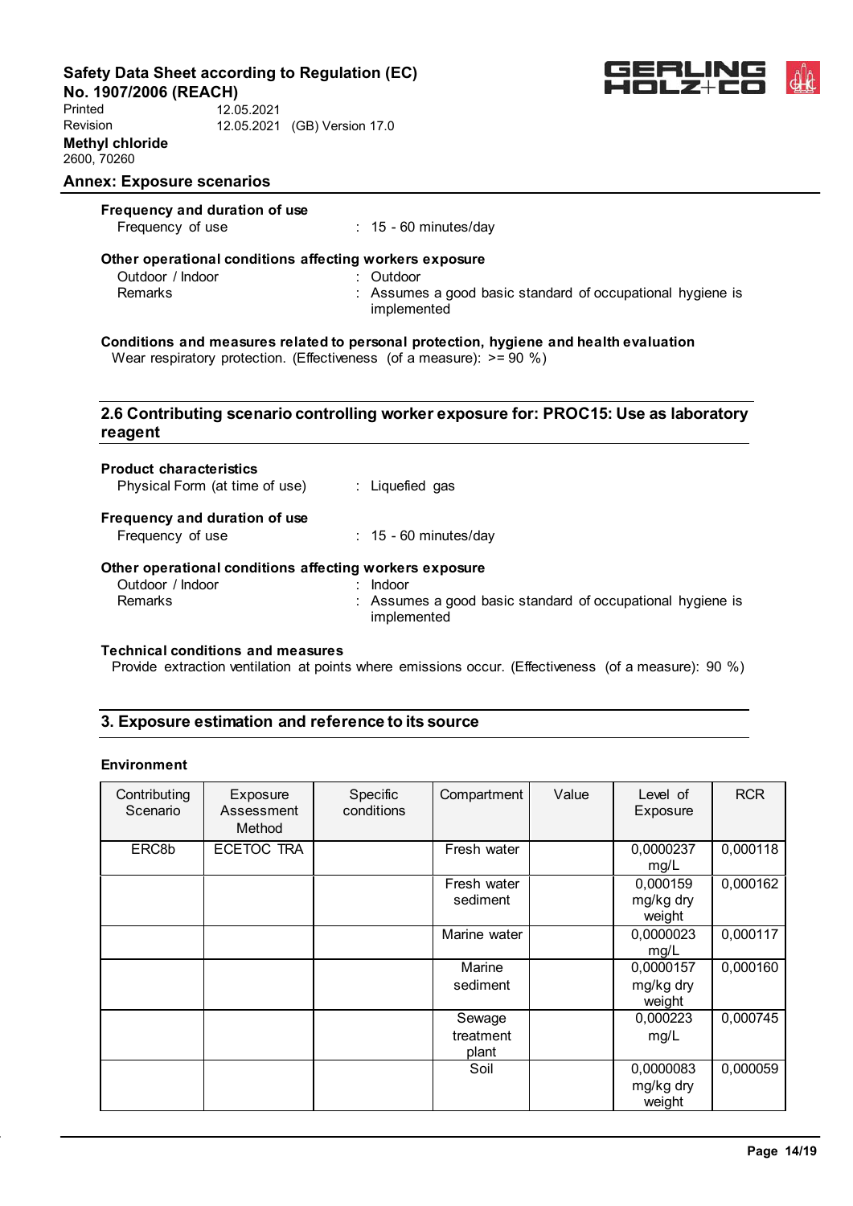**Frequency and duration of use**

Frequency of use : 15 - 60 minutes/day

**Other operational conditions affecting workers exposure**

Outdoor / Indoor : Outdoor

Remarks : Assumes a good basic standard of occupational hygiene is implemented

**Conditions and measures related to personal protection, hygiene and health evaluation**

Wear respiratory protection. (Effectiveness (of a measure): >= 90 %)

## 2.6 Contributing scenario controlling worker exposure for: PROC15: Use as laboratory reagent

**Product characteristics**

Physical Form (at time of use) : Liquefied gas

**Frequency and duration of use**

Frequency of use : 15 - 60 minutes/day

**Other operational conditions affecting workers exposure**

Outdoor / Indoor : Indoor

Remarks : Assumes a good basic standard of occupational hygiene is implemented

**Technical conditions and measures**

Provide extraction ventilation at points where emissions occur. (Effectiveness (of a measure): 90 %)

## 3. Exposure estimation and reference to its source

**Environment**

| Contributing Scenario | Exposure Assessment Method | Specific conditions | Compartment | Value | Level of Exposure | RCR |
|---|---|---|---|---|---|---|
| ERC8b | ECETOC TRA | | Fresh water | | 0,0000237 mg/L | 0,000118 |
| | | | Fresh water sediment | | 0,000159 mg/kg dry weight | 0,000162 |
| | | | Marine water | | 0,0000023 mg/L | 0,000117 |
| | | | Marine sediment | | 0,0000157 mg/kg dry weight | 0,000160 |
| | | | Sewage treatment plant | | 0,000223 mg/L | 0,000745 |
| | | | Soil | | 0,0000083 mg/kg dry weight | 0,000059 |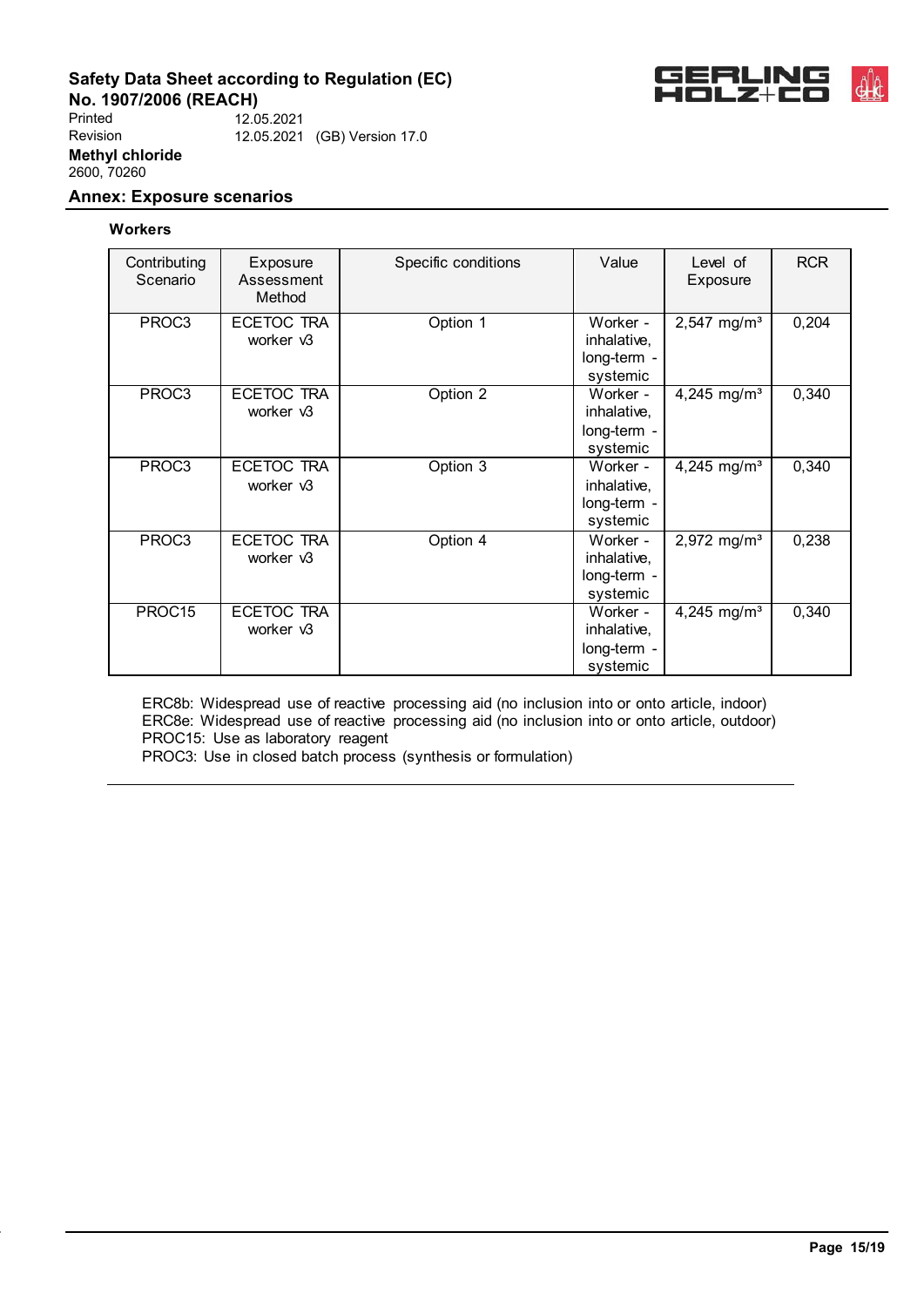## Annex: Exposure scenarios

**Workers**

| Contributing Scenario | Exposure Assessment Method | Specific conditions | Value | Level of Exposure | RCR |
|---|---|---|---|---|---|
| PROC3 | ECETOC TRA worker v3 | Option 1 | Worker - inhalative, long-term - systemic | 2,547 mg/m³ | 0,204 |
| PROC3 | ECETOC TRA worker v3 | Option 2 | Worker - inhalative, long-term - systemic | 4,245 mg/m³ | 0,340 |
| PROC3 | ECETOC TRA worker v3 | Option 3 | Worker - inhalative, long-term - systemic | 4,245 mg/m³ | 0,340 |
| PROC3 | ECETOC TRA worker v3 | Option 4 | Worker - inhalative, long-term - systemic | 2,972 mg/m³ | 0,238 |
| PROC15 | ECETOC TRA worker v3 | | Worker - inhalative, long-term - systemic | 4,245 mg/m³ | 0,340 |

ERC8b: Widespread use of reactive processing aid (no inclusion into or onto article, indoor)
ERC8e: Widespread use of reactive processing aid (no inclusion into or onto article, outdoor)
PROC15: Use as laboratory reagent
PROC3: Use in closed batch process (synthesis or formulation)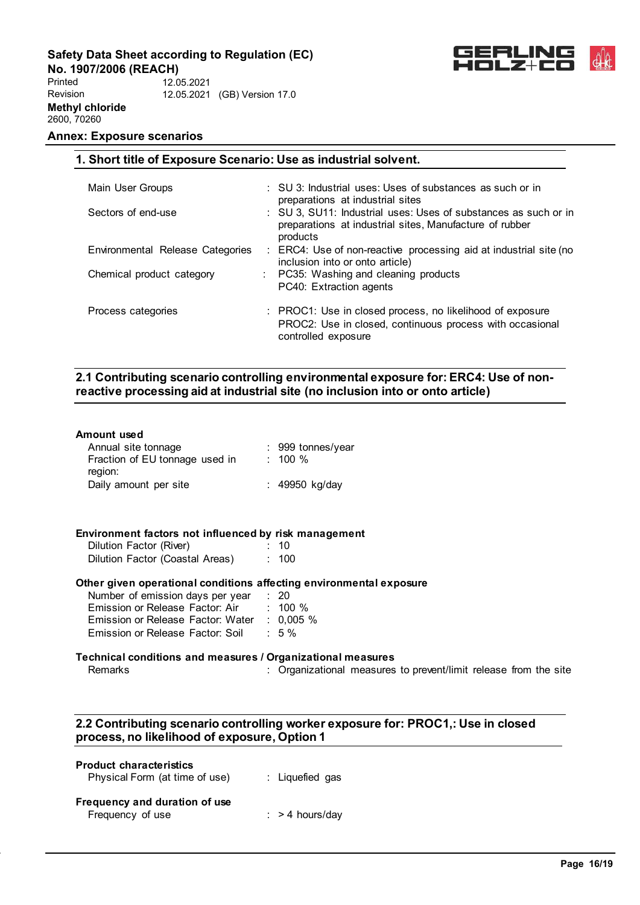## Annex: Exposure scenarios

### 1. Short title of Exposure Scenario: Use as industrial solvent.

| | | |
|---|---|---|
| Main User Groups | : | SU 3: Industrial uses: Uses of substances as such or in preparations at industrial sites |
| Sectors of end-use | : | SU 3, SU11: Industrial uses: Uses of substances as such or in preparations at industrial sites, Manufacture of rubber products |
| Environmental Release Categories | : | ERC4: Use of non-reactive processing aid at industrial site (no inclusion into or onto article) |
| Chemical product category | : | PC35: Washing and cleaning products<br>PC40: Extraction agents |
| Process categories | : | PROC1: Use in closed process, no likelihood of exposure<br>PROC2: Use in closed, continuous process with occasional controlled exposure |

### 2.1 Contributing scenario controlling environmental exposure for: ERC4: Use of non-reactive processing aid at industrial site (no inclusion into or onto article)

**Amount used**

| | | |
|---|---|---|
| Annual site tonnage | : | 999 tonnes/year |
| Fraction of EU tonnage used in region: | : | 100 % |
| Daily amount per site | : | 49950 kg/day |

**Environment factors not influenced by risk management**

| | | |
|---|---|---|
| Dilution Factor (River) | : | 10 |
| Dilution Factor (Coastal Areas) | : | 100 |

**Other given operational conditions affecting environmental exposure**

| | | |
|---|---|---|
| Number of emission days per year | : | 20 |
| Emission or Release Factor: Air | : | 100 % |
| Emission or Release Factor: Water | : | 0,005 % |
| Emission or Release Factor: Soil | : | 5 % |

**Technical conditions and measures / Organizational measures**

| | | |
|---|---|---|
| Remarks | : | Organizational measures to prevent/limit release from the site |

### 2.2 Contributing scenario controlling worker exposure for: PROC1,: Use in closed process, no likelihood of exposure, Option 1

**Product characteristics**

| | | |
|---|---|---|
| Physical Form (at time of use) | : | Liquefied gas |

**Frequency and duration of use**

| | | |
|---|---|---|
| Frequency of use | : | > 4 hours/day |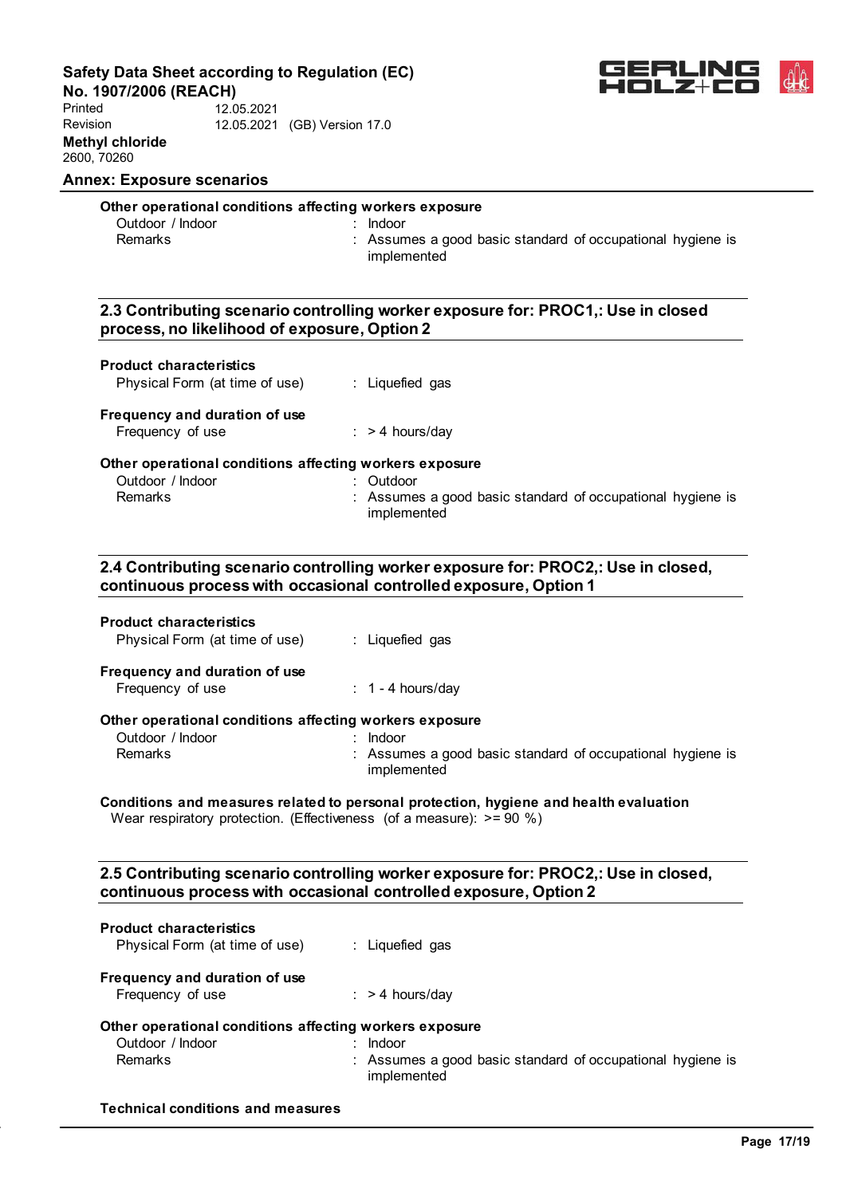**Other operational conditions affecting workers exposure**

| | |
|---|---|
| Outdoor / Indoor | : Indoor |
| Remarks | : Assumes a good basic standard of occupational hygiene is implemented |

### 2.3 Contributing scenario controlling worker exposure for: PROC1,: Use in closed process, no likelihood of exposure, Option 2

**Product characteristics**

| | |
|---|---|
| Physical Form (at time of use) | : Liquefied gas |

**Frequency and duration of use**

| | |
|---|---|
| Frequency of use | : > 4 hours/day |

**Other operational conditions affecting workers exposure**

| | |
|---|---|
| Outdoor / Indoor | : Outdoor |
| Remarks | : Assumes a good basic standard of occupational hygiene is implemented |

### 2.4 Contributing scenario controlling worker exposure for: PROC2,: Use in closed, continuous process with occasional controlled exposure, Option 1

**Product characteristics**

| | |
|---|---|
| Physical Form (at time of use) | : Liquefied gas |

**Frequency and duration of use**

| | |
|---|---|
| Frequency of use | : 1 - 4 hours/day |

**Other operational conditions affecting workers exposure**

| | |
|---|---|
| Outdoor / Indoor | : Indoor |
| Remarks | : Assumes a good basic standard of occupational hygiene is implemented |

**Conditions and measures related to personal protection, hygiene and health evaluation**

Wear respiratory protection. (Effectiveness (of a measure): >= 90 %)

### 2.5 Contributing scenario controlling worker exposure for: PROC2,: Use in closed, continuous process with occasional controlled exposure, Option 2

**Product characteristics**

| | |
|---|---|
| Physical Form (at time of use) | : Liquefied gas |

**Frequency and duration of use**

| | |
|---|---|
| Frequency of use | : > 4 hours/day |

**Other operational conditions affecting workers exposure**

| | |
|---|---|
| Outdoor / Indoor | : Indoor |
| Remarks | : Assumes a good basic standard of occupational hygiene is implemented |

**Technical conditions and measures**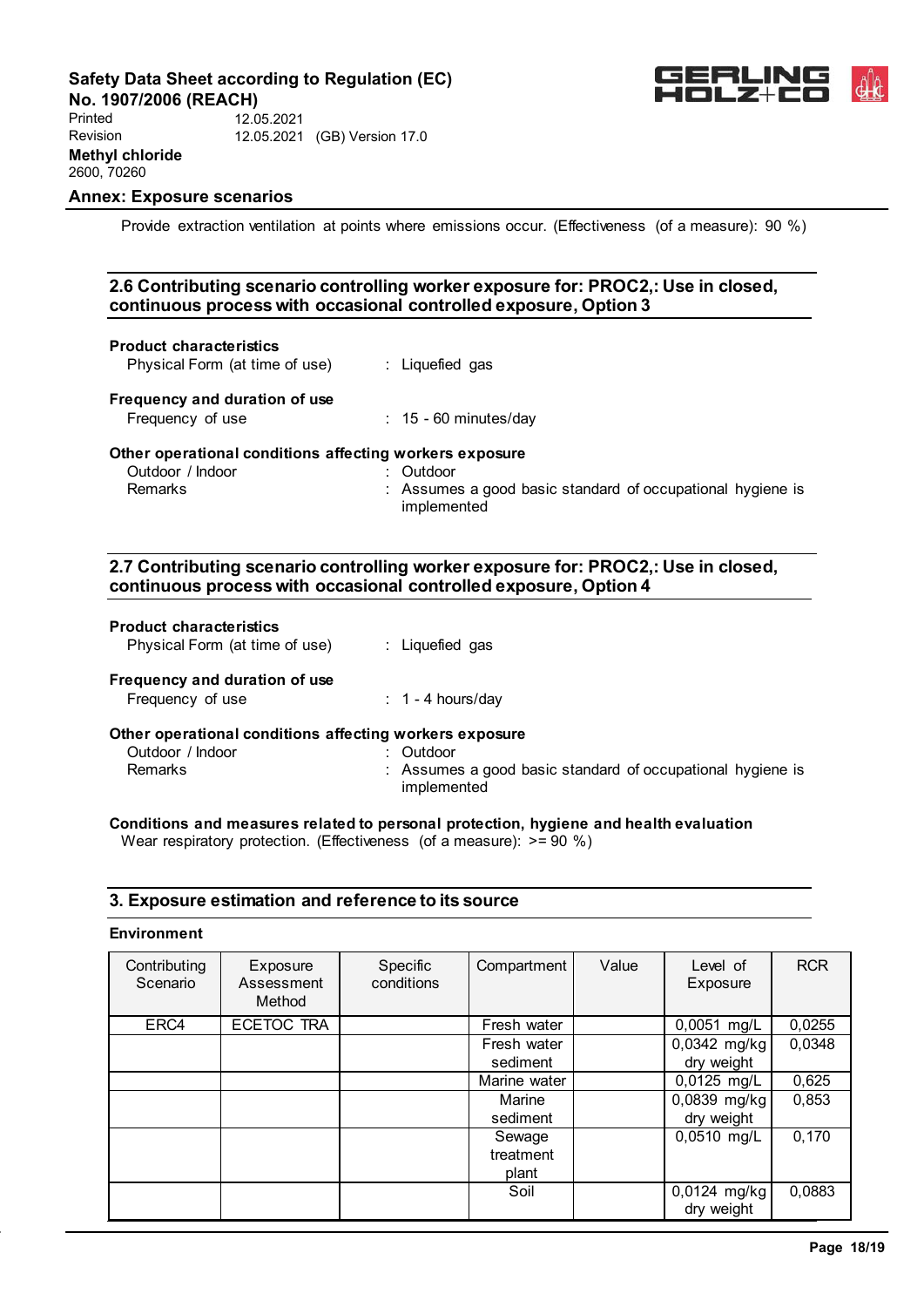Provide extraction ventilation at points where emissions occur. (Effectiveness (of a measure): 90 %)

### 2.6 Contributing scenario controlling worker exposure for: PROC2,: Use in closed, continuous process with occasional controlled exposure, Option 3

**Product characteristics**

Physical Form (at time of use) : Liquefied gas

**Frequency and duration of use**

Frequency of use : 15 - 60 minutes/day

**Other operational conditions affecting workers exposure**

Outdoor / Indoor : Outdoor

Remarks : Assumes a good basic standard of occupational hygiene is implemented

### 2.7 Contributing scenario controlling worker exposure for: PROC2,: Use in closed, continuous process with occasional controlled exposure, Option 4

**Product characteristics**

Physical Form (at time of use) : Liquefied gas

**Frequency and duration of use**

Frequency of use : 1 - 4 hours/day

**Other operational conditions affecting workers exposure**

Outdoor / Indoor : Outdoor

Remarks : Assumes a good basic standard of occupational hygiene is implemented

**Conditions and measures related to personal protection, hygiene and health evaluation**

Wear respiratory protection. (Effectiveness (of a measure): >= 90 %)

## 3. Exposure estimation and reference to its source

**Environment**

| Contributing Scenario | Exposure Assessment Method | Specific conditions | Compartment | Value | Level of Exposure | RCR |
|---|---|---|---|---|---|---|
| ERC4 | ECETOC TRA | | Fresh water | | 0,0051 mg/L | 0,0255 |
| | | | Fresh water sediment | | 0,0342 mg/kg dry weight | 0,0348 |
| | | | Marine water | | 0,0125 mg/L | 0,625 |
| | | | Marine sediment | | 0,0839 mg/kg dry weight | 0,853 |
| | | | Sewage treatment plant | | 0,0510 mg/L | 0,170 |
| | | | Soil | | 0,0124 mg/kg dry weight | 0,0883 |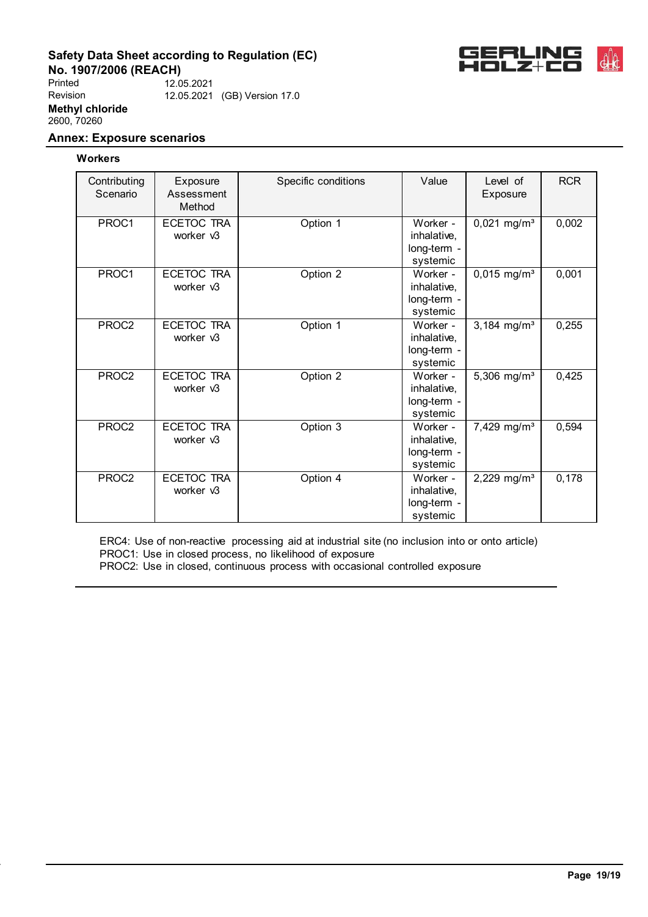## Annex: Exposure scenarios

### Workers

| Contributing Scenario | Exposure Assessment Method | Specific conditions | Value | Level of Exposure | RCR |
|---|---|---|---|---|---|
| PROC1 | ECETOC TRA worker v3 | Option 1 | Worker - inhalative, long-term - systemic | 0,021 mg/m³ | 0,002 |
| PROC1 | ECETOC TRA worker v3 | Option 2 | Worker - inhalative, long-term - systemic | 0,015 mg/m³ | 0,001 |
| PROC2 | ECETOC TRA worker v3 | Option 1 | Worker - inhalative, long-term - systemic | 3,184 mg/m³ | 0,255 |
| PROC2 | ECETOC TRA worker v3 | Option 2 | Worker - inhalative, long-term - systemic | 5,306 mg/m³ | 0,425 |
| PROC2 | ECETOC TRA worker v3 | Option 3 | Worker - inhalative, long-term - systemic | 7,429 mg/m³ | 0,594 |
| PROC2 | ECETOC TRA worker v3 | Option 4 | Worker - inhalative, long-term - systemic | 2,229 mg/m³ | 0,178 |

ERC4: Use of non-reactive processing aid at industrial site (no inclusion into or onto article)
PROC1: Use in closed process, no likelihood of exposure
PROC2: Use in closed, continuous process with occasional controlled exposure